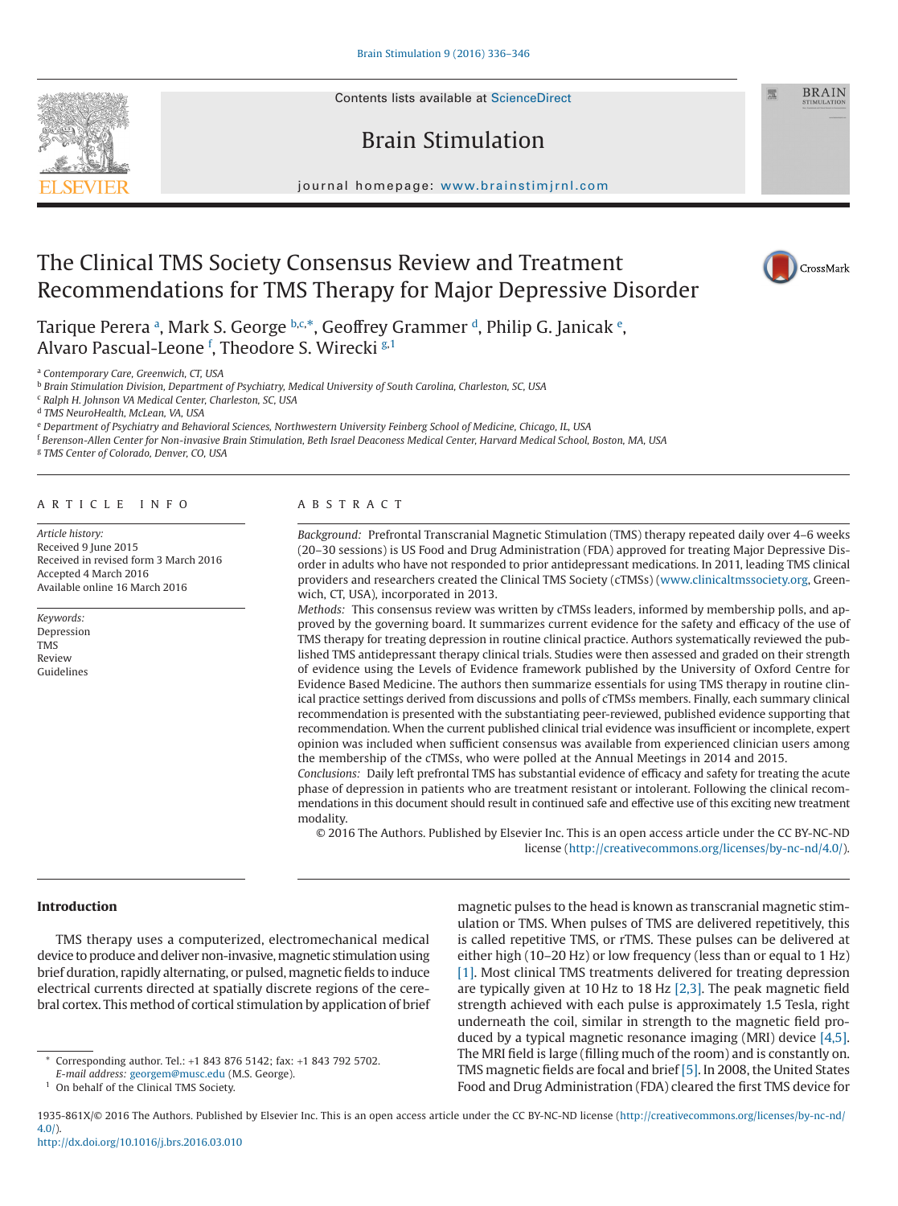Contents lists available at ScienceDirect

# Brain Stimulation

journal homepage: www.brainstimjrnl.com

# The Clinical TMS Society Consensus Review and Treatment Recommendations for TMS Therapy for Major Depressive Disorder

Tarique Perera [a], Mark S. George [b,c,*], Geoffrey Grammer [d], Philip G. Janicak [e], Alvaro Pascual-Leone [f], Theodore S. Wirecki [g,1]

[a] Contemporary Care, Greenwich, CT, USA
[b] Brain Stimulation Division, Department of Psychiatry, Medical University of South Carolina, Charleston, SC, USA
[c] Ralph H. Johnson VA Medical Center, Charleston, SC, USA
[d] TMS NeuroHealth, McLean, VA, USA
[e] Department of Psychiatry and Behavioral Sciences, Northwestern University Feinberg School of Medicine, Chicago, IL, USA
[f] Berenson-Allen Center for Non-invasive Brain Stimulation, Beth Israel Deaconess Medical Center, Harvard Medical School, Boston, MA, USA
[g] TMS Center of Colorado, Denver, CO, USA

## ARTICLE INFO

*Article history:*
Received 9 June 2015
Received in revised form 3 March 2016
Accepted 4 March 2016
Available online 16 March 2016

*Keywords:*
Depression
TMS
Review
Guidelines

## ABSTRACT

*Background:* Prefrontal Transcranial Magnetic Stimulation (TMS) therapy repeated daily over 4–6 weeks (20–30 sessions) is US Food and Drug Administration (FDA) approved for treating Major Depressive Disorder in adults who have not responded to prior antidepressant medications. In 2011, leading TMS clinical providers and researchers created the Clinical TMS Society (cTMSs) (www.clinicaltmssociety.org, Greenwich, CT, USA), incorporated in 2013.

*Methods:* This consensus review was written by cTMSs leaders, informed by membership polls, and approved by the governing board. It summarizes current evidence for the safety and efficacy of the use of TMS therapy for treating depression in routine clinical practice. Authors systematically reviewed the published TMS antidepressant therapy clinical trials. Studies were then assessed and graded on their strength of evidence using the Levels of Evidence framework published by the University of Oxford Centre for Evidence Based Medicine. The authors then summarize essentials for using TMS therapy in routine clinical practice settings derived from discussions and polls of cTMSs members. Finally, each summary clinical recommendation is presented with the substantiating peer-reviewed, published evidence supporting that recommendation. When the current published clinical trial evidence was insufficient or incomplete, expert opinion was included when sufficient consensus was available from experienced clinician users among the membership of the cTMSs, who were polled at the Annual Meetings in 2014 and 2015.

*Conclusions:* Daily left prefrontal TMS has substantial evidence of efficacy and safety for treating the acute phase of depression in patients who are treatment resistant or intolerant. Following the clinical recommendations in this document should result in continued safe and effective use of this exciting new treatment modality.

© 2016 The Authors. Published by Elsevier Inc. This is an open access article under the CC BY-NC-ND license (http://creativecommons.org/licenses/by-nc-nd/4.0/).

## Introduction

TMS therapy uses a computerized, electromechanical medical device to produce and deliver non-invasive, magnetic stimulation using brief duration, rapidly alternating, or pulsed, magnetic fields to induce electrical currents directed at spatially discrete regions of the cerebral cortex. This method of cortical stimulation by application of brief magnetic pulses to the head is known as transcranial magnetic stimulation or TMS. When pulses of TMS are delivered repetitively, this is called repetitive TMS, or rTMS. These pulses can be delivered at either high (10–20 Hz) or low frequency (less than or equal to 1 Hz) [1]. Most clinical TMS treatments delivered for treating depression are typically given at 10 Hz to 18 Hz [2,3]. The peak magnetic field strength achieved with each pulse is approximately 1.5 Tesla, right underneath the coil, similar in strength to the magnetic field produced by a typical magnetic resonance imaging (MRI) device [4,5]. The MRI field is large (filling much of the room) and is constantly on. TMS magnetic fields are focal and brief [5]. In 2008, the United States Food and Drug Administration (FDA) cleared the first TMS device for

\* Corresponding author. Tel.: +1 843 876 5142; fax: +1 843 792 5702.
*E-mail address:* georgem@musc.edu (M.S. George).
1 On behalf of the Clinical TMS Society.

1935-861X/© 2016 The Authors. Published by Elsevier Inc. This is an open access article under the CC BY-NC-ND license (http://creativecommons.org/licenses/by-nc-nd/4.0/).
http://dx.doi.org/10.1016/j.brs.2016.03.010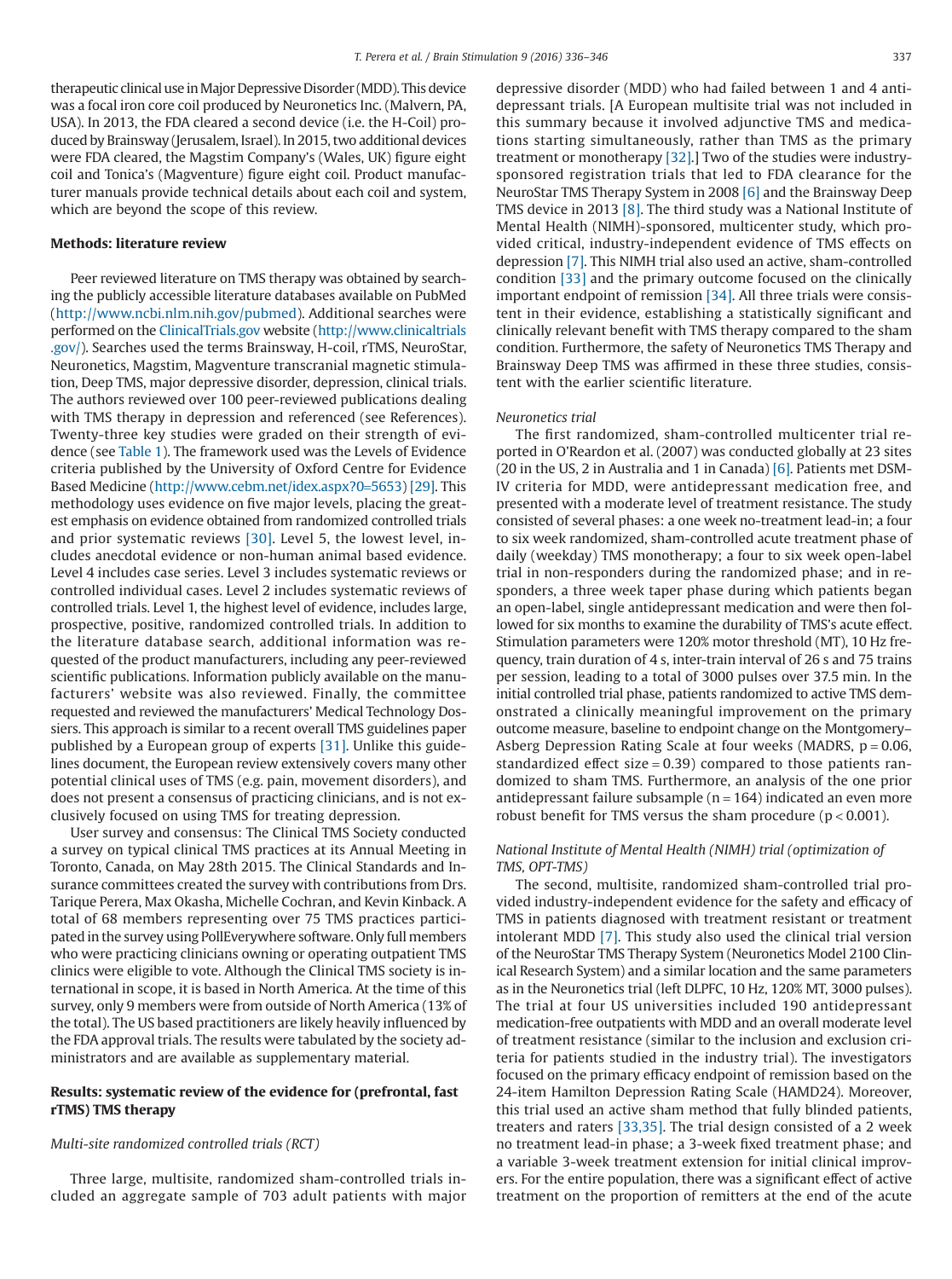therapeutic clinical use in Major Depressive Disorder (MDD). This device was a focal iron core coil produced by Neuronetics Inc. (Malvern, PA, USA). In 2013, the FDA cleared a second device (i.e. the H-Coil) produced by Brainsway (Jerusalem, Israel). In 2015, two additional devices were FDA cleared, the Magstim Company's (Wales, UK) figure eight coil and Tonica's (Magventure) figure eight coil. Product manufacturer manuals provide technical details about each coil and system, which are beyond the scope of this review.

## Methods: literature review

Peer reviewed literature on TMS therapy was obtained by searching the publicly accessible literature databases available on PubMed (http://www.ncbi.nlm.nih.gov/pubmed). Additional searches were performed on the ClinicalTrials.gov website (http://www.clinicaltrials.gov/). Searches used the terms Brainsway, H-coil, rTMS, NeuroStar, Neuronetics, Magstim, Magventure transcranial magnetic stimulation, Deep TMS, major depressive disorder, depression, clinical trials. The authors reviewed over 100 peer-reviewed publications dealing with TMS therapy in depression and referenced (see References). Twenty-three key studies were graded on their strength of evidence (see Table 1). The framework used was the Levels of Evidence criteria published by the University of Oxford Centre for Evidence Based Medicine (http://www.cebm.net/idex.aspx?0=5653) [29]. This methodology uses evidence on five major levels, placing the greatest emphasis on evidence obtained from randomized controlled trials and prior systematic reviews [30]. Level 5, the lowest level, includes anecdotal evidence or non-human animal based evidence. Level 4 includes case series. Level 3 includes systematic reviews or controlled individual cases. Level 2 includes systematic reviews of controlled trials. Level 1, the highest level of evidence, includes large, prospective, positive, randomized controlled trials. In addition to the literature database search, additional information was requested of the product manufacturers, including any peer-reviewed scientific publications. Information publicly available on the manufacturers' website was also reviewed. Finally, the committee requested and reviewed the manufacturers' Medical Technology Dossiers. This approach is similar to a recent overall TMS guidelines paper published by a European group of experts [31]. Unlike this guidelines document, the European review extensively covers many other potential clinical uses of TMS (e.g. pain, movement disorders), and does not present a consensus of practicing clinicians, and is not exclusively focused on using TMS for treating depression.

User survey and consensus: The Clinical TMS Society conducted a survey on typical clinical TMS practices at its Annual Meeting in Toronto, Canada, on May 28th 2015. The Clinical Standards and Insurance committees created the survey with contributions from Drs. Tarique Perera, Max Okasha, Michelle Cochran, and Kevin Kinback. A total of 68 members representing over 75 TMS practices participated in the survey using PollEverywhere software. Only full members who were practicing clinicians owning or operating outpatient TMS clinics were eligible to vote. Although the Clinical TMS society is international in scope, it is based in North America. At the time of this survey, only 9 members were from outside of North America (13% of the total). The US based practitioners are likely heavily influenced by the FDA approval trials. The results were tabulated by the society administrators and are available as supplementary material.

## Results: systematic review of the evidence for (prefrontal, fast rTMS) TMS therapy

### *Multi-site randomized controlled trials (RCT)*

Three large, multisite, randomized sham-controlled trials included an aggregate sample of 703 adult patients with major depressive disorder (MDD) who had failed between 1 and 4 antidepressant trials. [A European multisite trial was not included in this summary because it involved adjunctive TMS and medications starting simultaneously, rather than TMS as the primary treatment or monotherapy [32].] Two of the studies were industry-sponsored registration trials that led to FDA clearance for the NeuroStar TMS Therapy System in 2008 [6] and the Brainsway Deep TMS device in 2013 [8]. The third study was a National Institute of Mental Health (NIMH)-sponsored, multicenter study, which provided critical, industry-independent evidence of TMS effects on depression [7]. This NIMH trial also used an active, sham-controlled condition [33] and the primary outcome focused on the clinically important endpoint of remission [34]. All three trials were consistent in their evidence, establishing a statistically significant and clinically relevant benefit with TMS therapy compared to the sham condition. Furthermore, the safety of Neuronetics TMS Therapy and Brainsway Deep TMS was affirmed in these three studies, consistent with the earlier scientific literature.

### *Neuronetics trial*

The first randomized, sham-controlled multicenter trial reported in O'Reardon et al. (2007) was conducted globally at 23 sites (20 in the US, 2 in Australia and 1 in Canada) [6]. Patients met DSM-IV criteria for MDD, were antidepressant medication free, and presented with a moderate level of treatment resistance. The study consisted of several phases: a one week no-treatment lead-in; a four to six week randomized, sham-controlled acute treatment phase of daily (weekday) TMS monotherapy; a four to six week open-label trial in non-responders during the randomized phase; and in responders, a three week taper phase during which patients began an open-label, single antidepressant medication and were then followed for six months to examine the durability of TMS's acute effect. Stimulation parameters were 120% motor threshold (MT), 10 Hz frequency, train duration of 4 s, inter-train interval of 26 s and 75 trains per session, leading to a total of 3000 pulses over 37.5 min. In the initial controlled trial phase, patients randomized to active TMS demonstrated a clinically meaningful improvement on the primary outcome measure, baseline to endpoint change on the Montgomery–Asberg Depression Rating Scale at four weeks (MADRS, $p = 0.06$, standardized effect size = 0.39) compared to those patients randomized to sham TMS. Furthermore, an analysis of the one prior antidepressant failure subsample ($n = 164$) indicated an even more robust benefit for TMS versus the sham procedure ($p < 0.001$).

### *National Institute of Mental Health (NIMH) trial (optimization of TMS, OPT-TMS)*

The second, multisite, randomized sham-controlled trial provided industry-independent evidence for the safety and efficacy of TMS in patients diagnosed with treatment resistant or treatment intolerant MDD [7]. This study also used the clinical trial version of the NeuroStar TMS Therapy System (Neuronetics Model 2100 Clinical Research System) and a similar location and the same parameters as in the Neuronetics trial (left DLPFC, 10 Hz, 120% MT, 3000 pulses). The trial at four US universities included 190 antidepressant medication-free outpatients with MDD and an overall moderate level of treatment resistance (similar to the inclusion and exclusion criteria for patients studied in the industry trial). The investigators focused on the primary efficacy endpoint of remission based on the 24-item Hamilton Depression Rating Scale (HAMD24). Moreover, this trial used an active sham method that fully blinded patients, treaters and raters [33,35]. The trial design consisted of a 2 week no treatment lead-in phase; a 3-week fixed treatment phase; and a variable 3-week treatment extension for initial clinical improvers. For the entire population, there was a significant effect of active treatment on the proportion of remitters at the end of the acute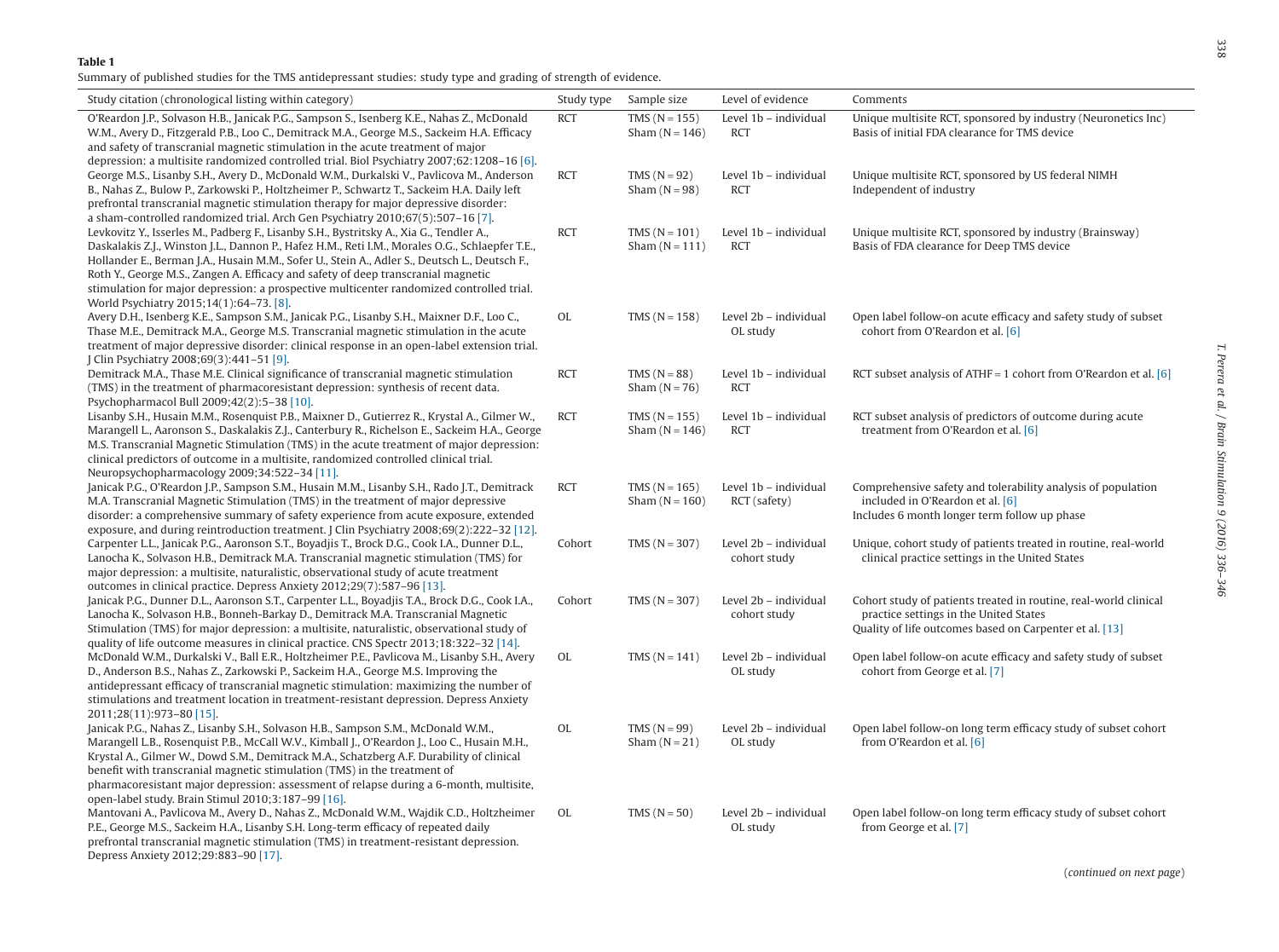**Table 1**
Summary of published studies for the TMS antidepressant studies: study type and grading of strength of evidence.

| Study citation (chronological listing within category) | Study type | Sample size | Level of evidence | Comments |
|---|---|---|---|---|
| O'Reardon J.P., Solvason H.B., Janicak P.G., Sampson S., Isenberg K.E., Nahas Z., McDonald W.M., Avery D., Fitzgerald P.B., Loo C., Demitrack M.A., George M.S., Sackeim H.A. Efficacy and safety of transcranial magnetic stimulation in the acute treatment of major depression: a multisite randomized controlled trial. Biol Psychiatry 2007;62:1208–16 [6]. | RCT | TMS (N = 155) Sham (N = 146) | Level 1b – individual RCT | Unique multisite RCT, sponsored by industry (Neuronetics Inc) Basis of initial FDA clearance for TMS device |
| George M.S., Lisanby S.H., Avery D., McDonald W.M., Durkalski V., Pavlicova M., Anderson B., Nahas Z., Bulow P., Zarkowski P., Holtzheimer P., Schwartz T., Sackeim H.A. Daily left prefrontal transcranial magnetic stimulation therapy for major depressive disorder: a sham-controlled randomized trial. Arch Gen Psychiatry 2010;67(5):507–16 [7]. | RCT | TMS (N = 92) Sham (N = 98) | Level 1b – individual RCT | Unique multisite RCT, sponsored by US federal NIMH Independent of industry |
| Levkovitz Y., Isserles M., Padberg F., Lisanby S.H., Bystritsky A., Xia G., Tendler A., Daskalakis Z.J., Winston J.L., Dannon P., Hafez H.M., Reti I.M., Morales O.G., Schlaepfer T.E., Hollander E., Berman J.A., Husain M.M., Sofer U., Stein A., Adler S., Deutsch L., Deutsch F., Roth Y., George M.S., Zangen A. Efficacy and safety of deep transcranial magnetic stimulation for major depression: a prospective multicenter randomized controlled trial. World Psychiatry 2015;14(1):64–73. [8]. | RCT | TMS (N = 101) Sham (N = 111) | Level 1b – individual RCT | Unique multisite RCT, sponsored by industry (Brainsway) Basis of FDA clearance for Deep TMS device |
| Avery D.H., Isenberg K.E., Sampson S.M., Janicak P.G., Lisanby S.H., Maixner D.F., Loo C., Thase M.E., Demitrack M.A., George M.S. Transcranial magnetic stimulation in the acute treatment of major depressive disorder: clinical response in an open-label extension trial. J Clin Psychiatry 2008;69(3):441–51 [9]. | OL | TMS (N = 158) | Level 2b – individual OL study | Open label follow-on acute efficacy and safety study of subset cohort from O'Reardon et al. [6] |
| Demitrack M.A., Thase M.E. Clinical significance of transcranial magnetic stimulation (TMS) in the treatment of pharmacoresistant depression: synthesis of recent data. Psychopharmacol Bull 2009;42(2):5–38 [10]. | RCT | TMS (N = 88) Sham (N = 76) | Level 1b – individual RCT | RCT subset analysis of ATHF = 1 cohort from O'Reardon et al. [6] |
| Lisanby S.H., Husain M.M., Rosenquist P.B., Maixner D., Gutierrez R., Krystal A., Gilmer W., Marangell L., Aaronson S., Daskalakis Z.J., Canterbury R., Richelson E., Sackeim H.A., George M.S. Transcranial Magnetic Stimulation (TMS) in the acute treatment of major depression: clinical predictors of outcome in a multisite, randomized controlled clinical trial. Neuropsychopharmacology 2009;34:522–34 [11]. | RCT | TMS (N = 155) Sham (N = 146) | Level 1b – individual RCT | RCT subset analysis of predictors of outcome during acute treatment from O'Reardon et al. [6] |
| Janicak P.G., O'Reardon J.P., Sampson S.M., Husain M.M., Lisanby S.H., Rado J.T., Demitrack M.A. Transcranial Magnetic Stimulation (TMS) in the treatment of major depressive disorder: a comprehensive summary of safety experience from acute exposure, extended exposure, and during reintroduction treatment. J Clin Psychiatry 2008;69(2):222–32 [12]. | RCT | TMS (N = 165) Sham (N = 160) | Level 1b – individual RCT (safety) | Comprehensive safety and tolerability analysis of population included in O'Reardon et al. [6] Includes 6 month longer term follow up phase |
| Carpenter L.L., Janicak P.G., Aaronson S.T., Boyadjis T., Brock D.G., Cook I.A., Dunner D.L., Lanocha K., Solvason H.B., Demitrack M.A. Transcranial magnetic stimulation (TMS) for major depression: a multisite, naturalistic, observational study of acute treatment outcomes in clinical practice. Depress Anxiety 2012;29(7):587–96 [13]. | Cohort | TMS (N = 307) | Level 2b – individual cohort study | Unique, cohort study of patients treated in routine, real-world clinical practice settings in the United States |
| Janicak P.G., Dunner D.L., Aaronson S.T., Carpenter L.L., Boyadjis T.A., Brock D.G., Cook I.A., Lanocha K., Solvason H.B., Bonneh-Barkay D., Demitrack M.A. Transcranial Magnetic Stimulation (TMS) for major depression: a multisite, naturalistic, observational study of quality of life outcome measures in clinical practice. CNS Spectr 2013;18:322–32 [14]. | Cohort | TMS (N = 307) | Level 2b – individual cohort study | Cohort study of patients treated in routine, real-world clinical practice settings in the United States Quality of life outcomes based on Carpenter et al. [13] |
| McDonald W.M., Durkalski V., Ball E.R., Holtzheimer P.E., Pavlicova M., Lisanby S.H., Avery D., Anderson B.S., Nahas Z., Zarkowski P., Sackeim H.A., George M.S. Improving the antidepressant efficacy of transcranial magnetic stimulation: maximizing the number of stimulations and treatment location in treatment-resistant depression. Depress Anxiety 2011;28(11):973–80 [15]. | OL | TMS (N = 141) | Level 2b – individual OL study | Open label follow-on acute efficacy and safety study of subset cohort from George et al. [7] |
| Janicak P.G., Nahas Z., Lisanby S.H., Solvason H.B., Sampson S.M., McDonald W.M., Marangell L.B., Rosenquist P.B., McCall W.V., Kimball J., O'Reardon J.P., Loo C., Husain M.H., Krystal A., Gilmer W., Dowd S.M., Demitrack M.A., Schatzberg A.F. Durability of clinical benefit with transcranial magnetic stimulation (TMS) in the treatment of pharmacoresistant major depression: assessment of relapse during a 6-month, multisite, open-label study. Brain Stimul 2010;3:187–99 [16]. | OL | TMS (N = 99) Sham (N = 21) | Level 2b – individual OL study | Open label follow-on long term efficacy study of subset cohort from O'Reardon et al. [6] |
| Mantovani A., Pavlicova M., Avery D., Nahas Z., McDonald W.M., Wajdik C.D., Holtzheimer P.E., George M.S., Sackeim H.A., Lisanby S.H. Long-term efficacy of repeated daily prefrontal transcranial magnetic stimulation (TMS) in treatment-resistant depression. Depress Anxiety 2012;29:883–90 [17]. | OL | TMS (N = 50) | Level 2b – individual OL study | Open label follow-on long term efficacy study of subset cohort from George et al. [7] |

(*continued on next page*)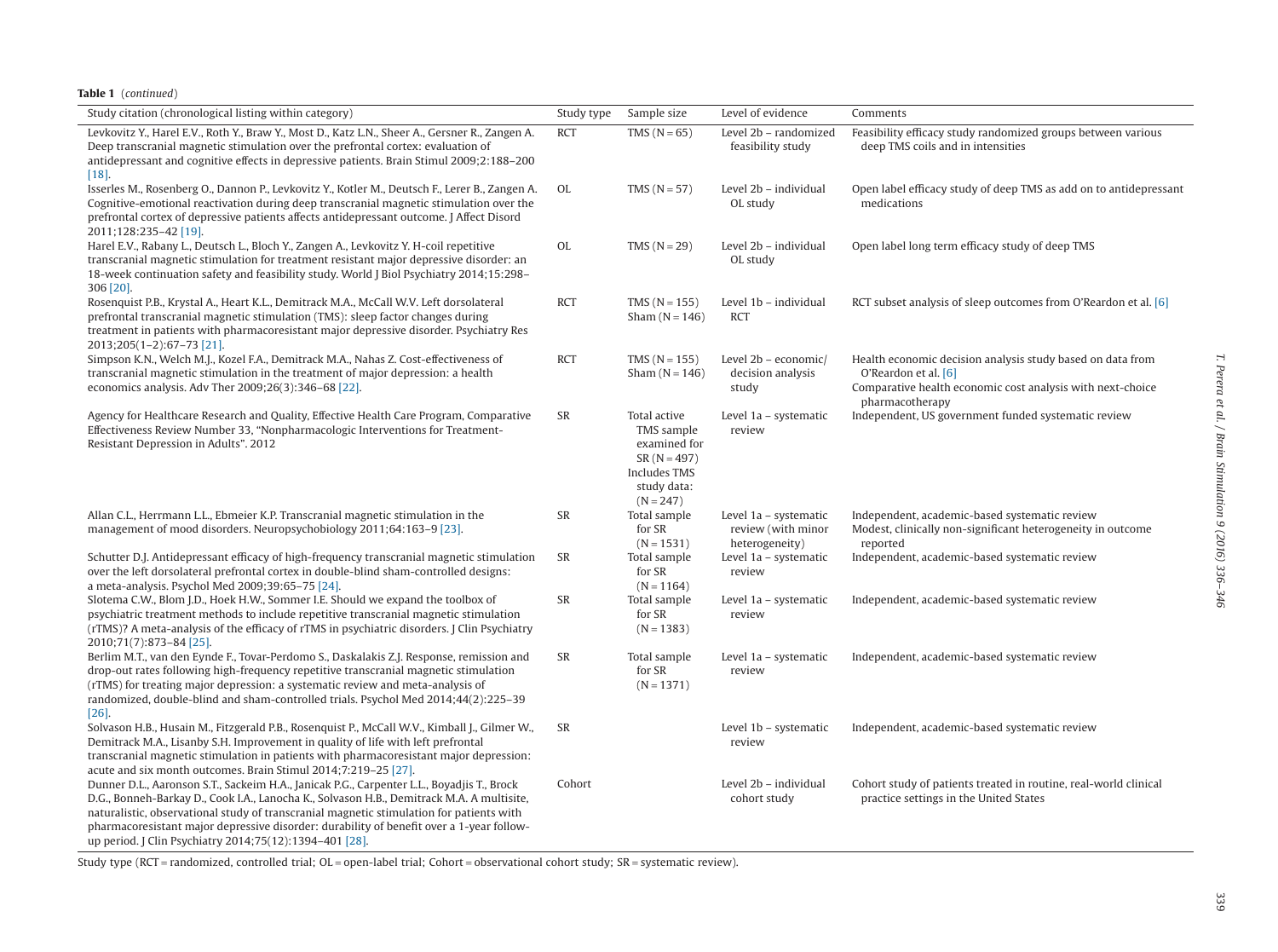**Table 1** (*continued*)

| Study citation (chronological listing within category) | Study type | Sample size | Level of evidence | Comments |
|---|---|---|---|---|
| Levkovitz Y., Harel E.V., Roth Y., Braw Y., Most D., Katz L.N., Sheer A., Gersner R., Zangen A. Deep transcranial magnetic stimulation over the prefrontal cortex: evaluation of antidepressant and cognitive effects in depressive patients. Brain Stimul 2009;2:188–200 [18]. | RCT | TMS (N = 65) | Level 2b – randomized feasibility study | Feasibility efficacy study randomized groups between various deep TMS coils and in intensities |
| Isserles M., Rosenberg O., Dannon P., Levkovitz Y., Kotler M., Deutsch F., Lerer B., Zangen A. Cognitive-emotional reactivation during deep transcranial magnetic stimulation over the prefrontal cortex of depressive patients affects antidepressant outcome. J Affect Disord 2011;128:235–42 [19]. | OL | TMS (N = 57) | Level 2b – individual OL study | Open label efficacy study of deep TMS as add on to antidepressant medications |
| Harel E.V., Rabany L., Deutsch L., Bloch Y., Zangen A., Levkovitz Y. H-coil repetitive transcranial magnetic stimulation for treatment resistant major depressive disorder: an 18-week continuation safety and feasibility study. World J Biol Psychiatry 2014;15:298–306 [20]. | OL | TMS (N = 29) | Level 2b – individual OL study | Open label long term efficacy study of deep TMS |
| Rosenquist P.B., Krystal A., Heart K.L., Demitrack M.A., McCall W.V. Left dorsolateral prefrontal transcranial magnetic stimulation (TMS): sleep factor changes during treatment in patients with pharmacoresistant major depressive disorder. Psychiatry Res 2013;205(1–2):67–73 [21]. | RCT | TMS (N = 155) Sham (N = 146) | Level 1b – individual RCT | RCT subset analysis of sleep outcomes from O'Reardon et al. [6] |
| Simpson K.N., Welch M.J., Kozel F.A., Demitrack M.A., Nahas Z. Cost-effectiveness of transcranial magnetic stimulation in the treatment of major depression: a health economics analysis. Adv Ther 2009;26(3):346–68 [22]. | RCT | TMS (N = 155) Sham (N = 146) | Level 2b – economic/ decision analysis study | Health economic decision analysis study based on data from O'Reardon et al. [6] Comparative health economic cost analysis with next-choice pharmacotherapy |
| Agency for Healthcare Research and Quality, Effective Health Care Program, Comparative Effectiveness Review Number 33, "Nonpharmacologic Interventions for Treatment-Resistant Depression in Adults". 2012 | SR | Total active TMS sample examined for SR (N = 497) Includes TMS study data: (N = 247) | Level 1a – systematic review | Independent, US government funded systematic review |
| Allan C.L., Herrmann L.L., Ebmeier K.P. Transcranial magnetic stimulation in the management of mood disorders. Neuropsychobiology 2011;64:163–9 [23]. | SR | Total sample for SR (N = 1531) | Level 1a – systematic review (with minor heterogeneity) | Independent, academic-based systematic review Modest, clinically non-significant heterogeneity in outcome reported |
| Schutter D.J. Antidepressant efficacy of high-frequency transcranial magnetic stimulation over the left dorsolateral prefrontal cortex in double-blind sham-controlled designs: a meta-analysis. Psychol Med 2009;39:65–75 [24]. | SR | Total sample for SR (N = 1164) | Level 1a – systematic review | Independent, academic-based systematic review |
| Slotema C.W., Blom J.D., Hoek H.W., Sommer I.E. Should we expand the toolbox of psychiatric treatment methods to include repetitive transcranial magnetic stimulation (rTMS)? A meta-analysis of the efficacy of rTMS in psychiatric disorders. J Clin Psychiatry 2010;71(7):873–84 [25]. | SR | Total sample for SR (N = 1383) | Level 1a – systematic review | Independent, academic-based systematic review |
| Berlim M.T., van den Eynde F., Tovar-Perdomo S., Daskalakis Z.J. Response, remission and drop-out rates following high-frequency repetitive transcranial magnetic stimulation (rTMS) for treating major depression: a systematic review and meta-analysis of randomized, double-blind and sham-controlled trials. Psychol Med 2014;44(2):225–39 [26]. | SR | Total sample for SR (N = 1371) | Level 1a – systematic review | Independent, academic-based systematic review |
| Solvason H.B., Husain M., Fitzgerald P.B., Rosenquist P., McCall W.V., Kimball J., Gilmer W., Demitrack M.A., Lisanby S.H. Improvement in quality of life with left prefrontal transcranial magnetic stimulation in patients with pharmacoresistant major depression: acute and six month outcomes. Brain Stimul 2014;7:219–25 [27]. | SR | | Level 1b – systematic review | Independent, academic-based systematic review |
| Dunner D.L., Aaronson S.T., Sackeim H.A., Janicak P.G., Carpenter L.L., Boyadjis T., Brock D.G., Bonneh-Barkay D., Cook I.A., Lanocha K., Solvason H.B., Demitrack M.A. A multisite, naturalistic, observational study of transcranial magnetic stimulation for patients with pharmacoresistant major depressive disorder: durability of benefit over a 1-year follow-up period. J Clin Psychiatry 2014;75(12):1394–401 [28]. | Cohort | | Level 2b – individual cohort study | Cohort study of patients treated in routine, real-world clinical practice settings in the United States |

Study type (RCT = randomized, controlled trial; OL = open-label trial; Cohort = observational cohort study; SR = systematic review).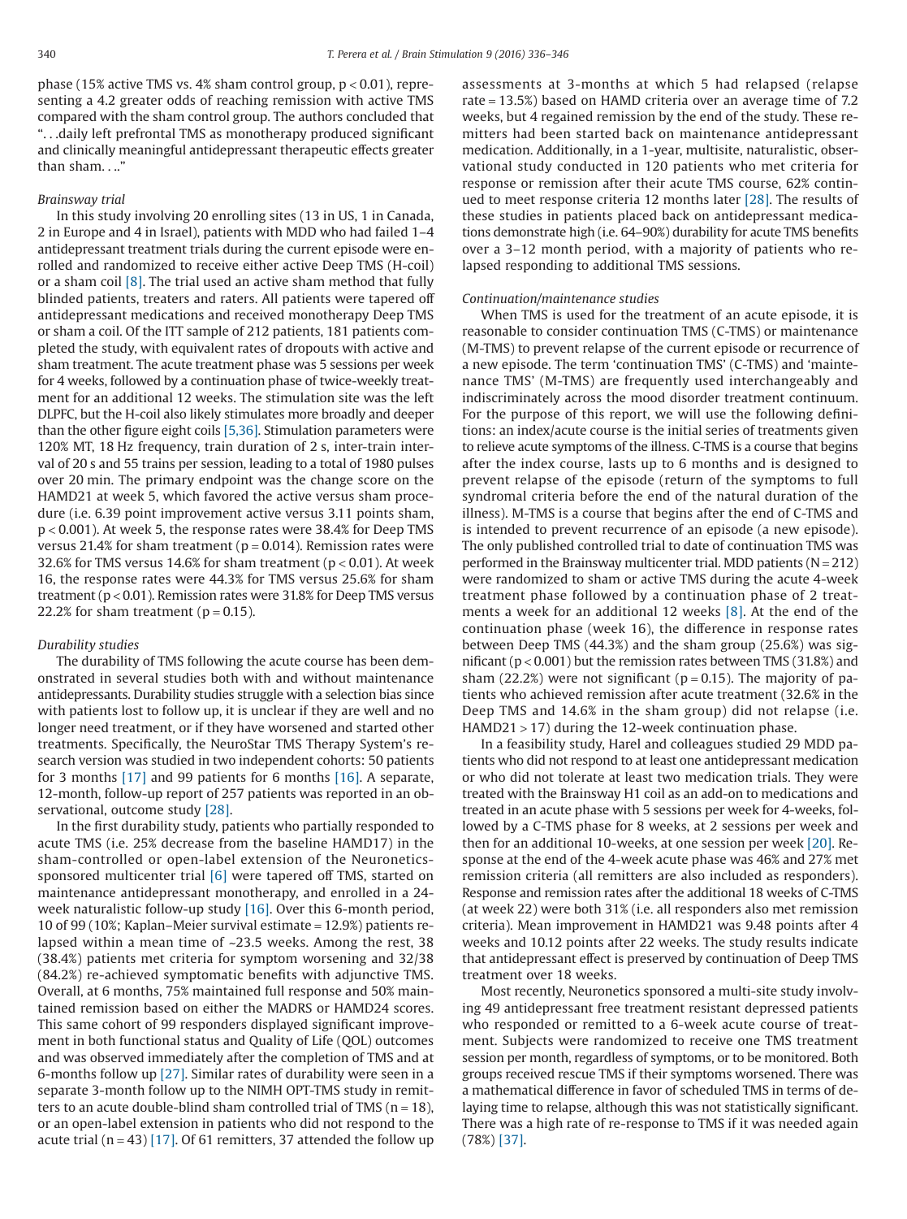phase (15% active TMS vs. 4% sham control group, $p < 0.01$), representing a 4.2 greater odds of reaching remission with active TMS compared with the sham control group. The authors concluded that "…daily left prefrontal TMS as monotherapy produced significant and clinically meaningful antidepressant therapeutic effects greater than sham…."

*Brainsway trial*

In this study involving 20 enrolling sites (13 in US, 1 in Canada, 2 in Europe and 4 in Israel), patients with MDD who had failed 1–4 antidepressant treatment trials during the current episode were enrolled and randomized to receive either active Deep TMS (H-coil) or a sham coil [8]. The trial used an active sham method that fully blinded patients, treaters and raters. All patients were tapered off antidepressant medications and received monotherapy Deep TMS or sham a coil. Of the ITT sample of 212 patients, 181 patients completed the study, with equivalent rates of dropouts with active and sham treatment. The acute treatment phase was 5 sessions per week for 4 weeks, followed by a continuation phase of twice-weekly treatment for an additional 12 weeks. The stimulation site was the left DLPFC, but the H-coil also likely stimulates more broadly and deeper than the other figure eight coils [5,36]. Stimulation parameters were 120% MT, 18 Hz frequency, train duration of 2 s, inter-train interval of 20 s and 55 trains per session, leading to a total of 1980 pulses over 20 min. The primary endpoint was the change score on the HAMD21 at week 5, which favored the active versus sham procedure (i.e. 6.39 point improvement active versus 3.11 points sham, $p < 0.001$). At week 5, the response rates were 38.4% for Deep TMS versus 21.4% for sham treatment ($p = 0.014$). Remission rates were 32.6% for TMS versus 14.6% for sham treatment ($p < 0.01$). At week 16, the response rates were 44.3% for TMS versus 25.6% for sham treatment ($p < 0.01$). Remission rates were 31.8% for Deep TMS versus 22.2% for sham treatment ($p = 0.15$).

*Durability studies*

The durability of TMS following the acute course has been demonstrated in several studies both with and without maintenance antidepressants. Durability studies struggle with a selection bias since with patients lost to follow up, it is unclear if they are well and no longer need treatment, or if they have worsened and started other treatments. Specifically, the NeuroStar TMS Therapy System's research version was studied in two independent cohorts: 50 patients for 3 months [17] and 99 patients for 6 months [16]. A separate, 12-month, follow-up report of 257 patients was reported in an observational, outcome study [28].

In the first durability study, patients who partially responded to acute TMS (i.e. 25% decrease from the baseline HAMD17) in the sham-controlled or open-label extension of the Neuronetics-sponsored multicenter trial [6] were tapered off TMS, started on maintenance antidepressant monotherapy, and enrolled in a 24-week naturalistic follow-up study [16]. Over this 6-month period, 10 of 99 (10%; Kaplan–Meier survival estimate = 12.9%) patients relapsed within a mean time of ~23.5 weeks. Among the rest, 38 (38.4%) patients met criteria for symptom worsening and 32/38 (84.2%) re-achieved symptomatic benefits with adjunctive TMS. Overall, at 6 months, 75% maintained full response and 50% maintained remission based on either the MADRS or HAMD24 scores. This same cohort of 99 responders displayed significant improvement in both functional status and Quality of Life (QOL) outcomes and was observed immediately after the completion of TMS and at 6-months follow up [27]. Similar rates of durability were seen in a separate 3-month follow up to the NIMH OPT-TMS study in remitters to an acute double-blind sham controlled trial of TMS ($n = 18$), or an open-label extension in patients who did not respond to the acute trial ($n = 43$) [17]. Of 61 remitters, 37 attended the follow up assessments at 3-months at which 5 had relapsed (relapse rate = 13.5%) based on HAMD criteria over an average time of 7.2 weeks, but 4 regained remission by the end of the study. These remitters had been started back on maintenance antidepressant medication. Additionally, in a 1-year, multisite, naturalistic, observational study conducted in 120 patients who met criteria for response or remission after their acute TMS course, 62% continued to meet response criteria 12 months later [28]. The results of these studies in patients placed back on antidepressant medications demonstrate high (i.e. 64–90%) durability for acute TMS benefits over a 3–12 month period, with a majority of patients who relapsed responding to additional TMS sessions.

*Continuation/maintenance studies*

When TMS is used for the treatment of an acute episode, it is reasonable to consider continuation TMS (C-TMS) or maintenance (M-TMS) to prevent relapse of the current episode or recurrence of a new episode. The term 'continuation TMS' (C-TMS) and 'maintenance TMS' (M-TMS) are frequently used interchangeably and indiscriminately across the mood disorder treatment continuum. For the purpose of this report, we will use the following definitions: an index/acute course is the initial series of treatments given to relieve acute symptoms of the illness. C-TMS is a course that begins after the index course, lasts up to 6 months and is designed to prevent relapse of the episode (return of the symptoms to full syndromal criteria before the end of the natural duration of the illness). M-TMS is a course that begins after the end of C-TMS and is intended to prevent recurrence of an episode (a new episode). The only published controlled trial to date of continuation TMS was performed in the Brainsway multicenter trial. MDD patients ($N = 212$) were randomized to sham or active TMS during the acute 4-week treatment phase followed by a continuation phase of 2 treatments a week for an additional 12 weeks [8]. At the end of the continuation phase (week 16), the difference in response rates between Deep TMS (44.3%) and the sham group (25.6%) was significant ($p < 0.001$) but the remission rates between TMS (31.8%) and sham (22.2%) were not significant ($p = 0.15$). The majority of patients who achieved remission after acute treatment (32.6% in the Deep TMS and 14.6% in the sham group) did not relapse (i.e. HAMD21 > 17) during the 12-week continuation phase.

In a feasibility study, Harel and colleagues studied 29 MDD patients who did not respond to at least one antidepressant medication or who did not tolerate at least two medication trials. They were treated with the Brainsway H1 coil as an add-on to medications and treated in an acute phase with 5 sessions per week for 4-weeks, followed by a C-TMS phase for 8 weeks, at 2 sessions per week and then for an additional 10-weeks, at one session per week [20]. Response at the end of the 4-week acute phase was 46% and 27% met remission criteria (all remitters are also included as responders). Response and remission rates after the additional 18 weeks of C-TMS (at week 22) were both 31% (i.e. all responders also met remission criteria). Mean improvement in HAMD21 was 9.48 points after 4 weeks and 10.12 points after 22 weeks. The study results indicate that antidepressant effect is preserved by continuation of Deep TMS treatment over 18 weeks.

Most recently, Neuronetics sponsored a multi-site study involving 49 antidepressant free treatment resistant depressed patients who responded or remitted to a 6-week acute course of treatment. Subjects were randomized to receive one TMS treatment session per month, regardless of symptoms, or to be monitored. Both groups received rescue TMS if their symptoms worsened. There was a mathematical difference in favor of scheduled TMS in terms of delaying time to relapse, although this was not statistically significant. There was a high rate of re-response to TMS if it was needed again (78%) [37].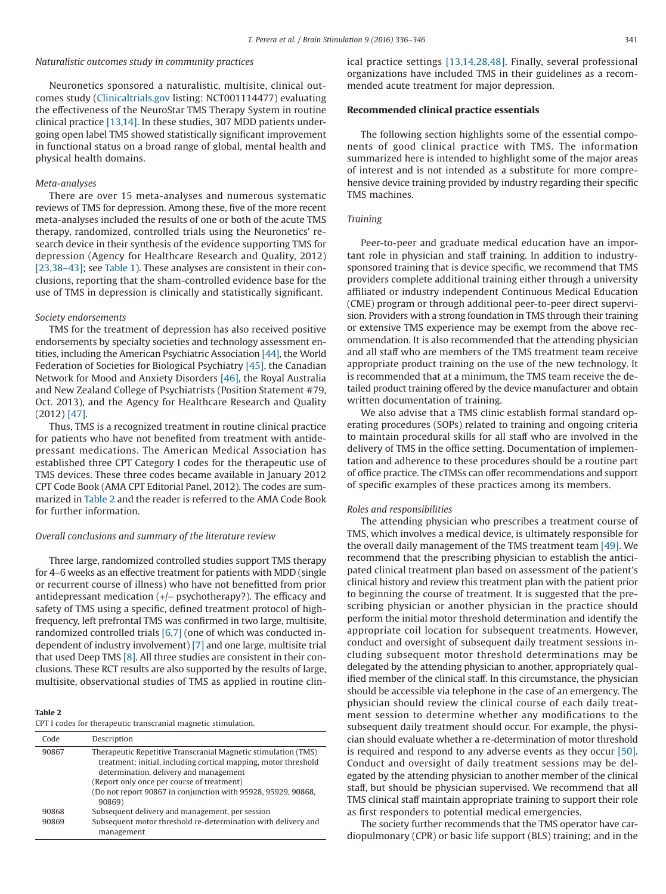*Naturalistic outcomes study in community practices*

Neuronetics sponsored a naturalistic, multisite, clinical outcomes study (Clinicaltrials.gov listing: NCT001114477) evaluating the effectiveness of the NeuroStar TMS Therapy System in routine clinical practice [13,14]. In these studies, 307 MDD patients undergoing open label TMS showed statistically significant improvement in functional status on a broad range of global, mental health and physical health domains.

*Meta-analyses*

There are over 15 meta-analyses and numerous systematic reviews of TMS for depression. Among these, five of the more recent meta-analyses included the results of one or both of the acute TMS therapy, randomized, controlled trials using the Neuronetics' research device in their synthesis of the evidence supporting TMS for depression (Agency for Healthcare Research and Quality, 2012) [23,38–43]; see Table 1). These analyses are consistent in their conclusions, reporting that the sham-controlled evidence base for the use of TMS in depression is clinically and statistically significant.

*Society endorsements*

TMS for the treatment of depression has also received positive endorsements by specialty societies and technology assessment entities, including the American Psychiatric Association [44], the World Federation of Societies for Biological Psychiatry [45], the Canadian Network for Mood and Anxiety Disorders [46], the Royal Australia and New Zealand College of Psychiatrists (Position Statement #79, Oct. 2013), and the Agency for Healthcare Research and Quality (2012) [47].

Thus, TMS is a recognized treatment in routine clinical practice for patients who have not benefited from treatment with antidepressant medications. The American Medical Association has established three CPT Category I codes for the therapeutic use of TMS devices. These three codes became available in January 2012 CPT Code Book (AMA CPT Editorial Panel, 2012). The codes are summarized in Table 2 and the reader is referred to the AMA Code Book for further information.

*Overall conclusions and summary of the literature review*

Three large, randomized controlled studies support TMS therapy for 4–6 weeks as an effective treatment for patients with MDD (single or recurrent course of illness) who have not benefitted from prior antidepressant medication (+/− psychotherapy?). The efficacy and safety of TMS using a specific, defined treatment protocol of high-frequency, left prefrontal TMS was confirmed in two large, multisite, randomized controlled trials [6,7] (one of which was conducted independent of industry involvement) [7] and one large, multisite trial that used Deep TMS [8]. All three studies are consistent in their conclusions. These RCT results are also supported by the results of large, multisite, observational studies of TMS as applied in routine clinical practice settings [13,14,28,48]. Finally, several professional organizations have included TMS in their guidelines as a recommended acute treatment for major depression.

**Table 2**
CPT I codes for therapeutic transcranial magnetic stimulation.

| Code | Description |
|---|---|
| 90867 | Therapeutic Repetitive Transcranial Magnetic stimulation (TMS) treatment; initial, including cortical mapping, motor threshold determination, delivery and management (Report only once per course of treatment) (Do not report 90867 in conjunction with 95928, 95929, 90868, 90869) |
| 90868 | Subsequent delivery and management, per session |
| 90869 | Subsequent motor threshold re-determination with delivery and management |

## Recommended clinical practice essentials

The following section highlights some of the essential components of good clinical practice with TMS. The information summarized here is intended to highlight some of the major areas of interest and is not intended as a substitute for more comprehensive device training provided by industry regarding their specific TMS machines.

*Training*

Peer-to-peer and graduate medical education have an important role in physician and staff training. In addition to industry-sponsored training that is device specific, we recommend that TMS providers complete additional training either through a university affiliated or industry independent Continuous Medical Education (CME) program or through additional peer-to-peer direct supervision. Providers with a strong foundation in TMS through their training or extensive TMS experience may be exempt from the above recommendation. It is also recommended that the attending physician and all staff who are members of the TMS treatment team receive appropriate product training on the use of the new technology. It is recommended that at a minimum, the TMS team receive the detailed product training offered by the device manufacturer and obtain written documentation of training.

We also advise that a TMS clinic establish formal standard operating procedures (SOPs) related to training and ongoing criteria to maintain procedural skills for all staff who are involved in the delivery of TMS in the office setting. Documentation of implementation and adherence to these procedures should be a routine part of office practice. The cTMSs can offer recommendations and support of specific examples of these practices among its members.

*Roles and responsibilities*

The attending physician who prescribes a treatment course of TMS, which involves a medical device, is ultimately responsible for the overall daily management of the TMS treatment team [49]. We recommend that the prescribing physician to establish the anticipated clinical treatment plan based on assessment of the patient's clinical history and review this treatment plan with the patient prior to beginning the course of treatment. It is suggested that the prescribing physician or another physician in the practice should perform the initial motor threshold determination and identify the appropriate coil location for subsequent treatments. However, conduct and oversight of subsequent daily treatment sessions including subsequent motor threshold determinations may be delegated by the attending physician to another, appropriately qualified member of the clinical staff. In this circumstance, the physician should be accessible via telephone in the case of an emergency. The physician should review the clinical course of each daily treatment session to determine whether any modifications to the subsequent daily treatment should occur. For example, the physician should evaluate whether a re-determination of motor threshold is required and respond to any adverse events as they occur [50]. Conduct and oversight of daily treatment sessions may be delegated by the attending physician to another member of the clinical staff, but should be physician supervised. We recommend that all TMS clinical staff maintain appropriate training to support their role as first responders to potential medical emergencies.

The society further recommends that the TMS operator have cardiopulmonary (CPR) or basic life support (BLS) training; and in the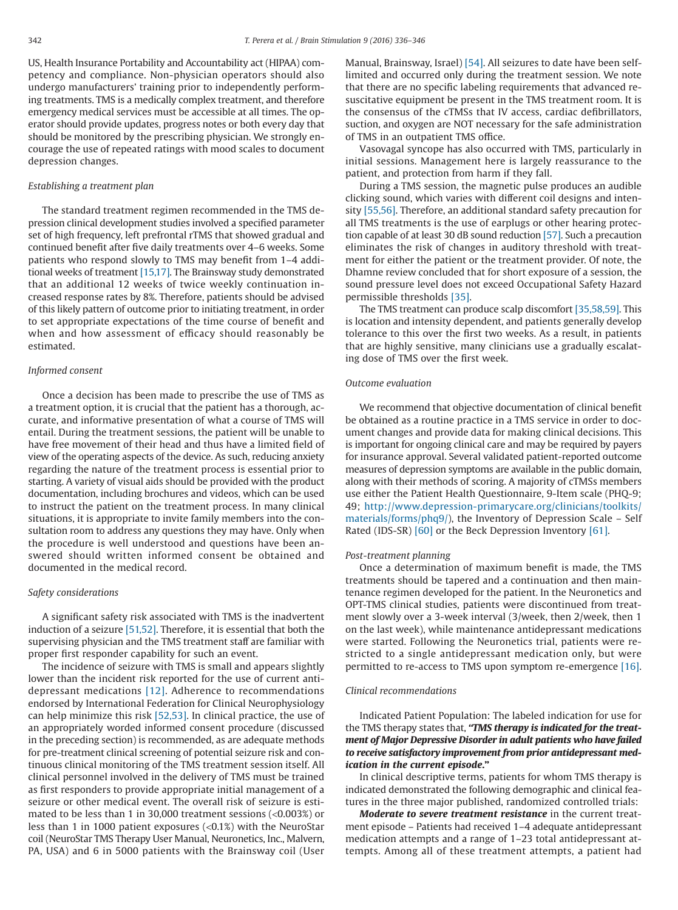US, Health Insurance Portability and Accountability act (HIPAA) competency and compliance. Non-physician operators should also undergo manufacturers' training prior to independently performing treatments. TMS is a medically complex treatment, and therefore emergency medical services must be accessible at all times. The operator should provide updates, progress notes or both every day that should be monitored by the prescribing physician. We strongly encourage the use of repeated ratings with mood scales to document depression changes.

### Establishing a treatment plan

The standard treatment regimen recommended in the TMS depression clinical development studies involved a specified parameter set of high frequency, left prefrontal rTMS that showed gradual and continued benefit after five daily treatments over 4–6 weeks. Some patients who respond slowly to TMS may benefit from 1–4 additional weeks of treatment [15,17]. The Brainsway study demonstrated that an additional 12 weeks of twice weekly continuation increased response rates by 8%. Therefore, patients should be advised of this likely pattern of outcome prior to initiating treatment, in order to set appropriate expectations of the time course of benefit and when and how assessment of efficacy should reasonably be estimated.

### Informed consent

Once a decision has been made to prescribe the use of TMS as a treatment option, it is crucial that the patient has a thorough, accurate, and informative presentation of what a course of TMS will entail. During the treatment sessions, the patient will be unable to have free movement of their head and thus have a limited field of view of the operating aspects of the device. As such, reducing anxiety regarding the nature of the treatment process is essential prior to starting. A variety of visual aids should be provided with the product documentation, including brochures and videos, which can be used to instruct the patient on the treatment process. In many clinical situations, it is appropriate to invite family members into the consultation room to address any questions they may have. Only when the procedure is well understood and questions have been answered should written informed consent be obtained and documented in the medical record.

### Safety considerations

A significant safety risk associated with TMS is the inadvertent induction of a seizure [51,52]. Therefore, it is essential that both the supervising physician and the TMS treatment staff are familiar with proper first responder capability for such an event.

The incidence of seizure with TMS is small and appears slightly lower than the incident risk reported for the use of current antidepressant medications [12]. Adherence to recommendations endorsed by International Federation for Clinical Neurophysiology can help minimize this risk [52,53]. In clinical practice, the use of an appropriately worded informed consent procedure (discussed in the preceding section) is recommended, as are adequate methods for pre-treatment clinical screening of potential seizure risk and continuous clinical monitoring of the TMS treatment session itself. All clinical personnel involved in the delivery of TMS must be trained as first responders to provide appropriate initial management of a seizure or other medical event. The overall risk of seizure is estimated to be less than 1 in 30,000 treatment sessions (<0.003%) or less than 1 in 1000 patient exposures (<0.1%) with the NeuroStar coil (NeuroStar TMS Therapy User Manual, Neuronetics, Inc., Malvern, PA, USA) and 6 in 5000 patients with the Brainsway coil (User Manual, Brainsway, Israel) [54]. All seizures to date have been self-limited and occurred only during the treatment session. We note that there are no specific labeling requirements that advanced resuscitative equipment be present in the TMS treatment room. It is the consensus of the cTMSs that IV access, cardiac defibrillators, suction, and oxygen are NOT necessary for the safe administration of TMS in an outpatient TMS office.

Vasovagal syncope has also occurred with TMS, particularly in initial sessions. Management here is largely reassurance to the patient, and protection from harm if they fall.

During a TMS session, the magnetic pulse produces an audible clicking sound, which varies with different coil designs and intensity [55,56]. Therefore, an additional standard safety precaution for all TMS treatments is the use of earplugs or other hearing protection capable of at least 30 dB sound reduction [57]. Such a precaution eliminates the risk of changes in auditory threshold with treatment for either the patient or the treatment provider. Of note, the Dhamne review concluded that for short exposure of a session, the sound pressure level does not exceed Occupational Safety Hazard permissible thresholds [35].

The TMS treatment can produce scalp discomfort [35,58,59]. This is location and intensity dependent, and patients generally develop tolerance to this over the first two weeks. As a result, in patients that are highly sensitive, many clinicians use a gradually escalating dose of TMS over the first week.

### Outcome evaluation

We recommend that objective documentation of clinical benefit be obtained as a routine practice in a TMS service in order to document changes and provide data for making clinical decisions. This is important for ongoing clinical care and may be required by payers for insurance approval. Several validated patient-reported outcome measures of depression symptoms are available in the public domain, along with their methods of scoring. A majority of cTMSs members use either the Patient Health Questionnaire, 9-Item scale (PHQ-9; 49; http://www.depression-primarycare.org/clinicians/toolkits/materials/forms/phq9/), the Inventory of Depression Scale – Self Rated (IDS-SR) [60] or the Beck Depression Inventory [61].

### Post-treatment planning

Once a determination of maximum benefit is made, the TMS treatments should be tapered and a continuation and then maintenance regimen developed for the patient. In the Neuronetics and OPT-TMS clinical studies, patients were discontinued from treatment slowly over a 3-week interval (3/week, then 2/week, then 1 on the last week), while maintenance antidepressant medications were started. Following the Neuronetics trial, patients were restricted to a single antidepressant medication only, but were permitted to re-access to TMS upon symptom re-emergence [16].

### Clinical recommendations

Indicated Patient Population: The labeled indication for use for the TMS therapy states that, ***"TMS therapy is indicated for the treatment of Major Depressive Disorder in adult patients who have failed to receive satisfactory improvement from prior antidepressant medication in the current episode."***

In clinical descriptive terms, patients for whom TMS therapy is indicated demonstrated the following demographic and clinical features in the three major published, randomized controlled trials:

***Moderate to severe treatment resistance*** in the current treatment episode – Patients had received 1–4 adequate antidepressant medication attempts and a range of 1–23 total antidepressant attempts. Among all of these treatment attempts, a patient had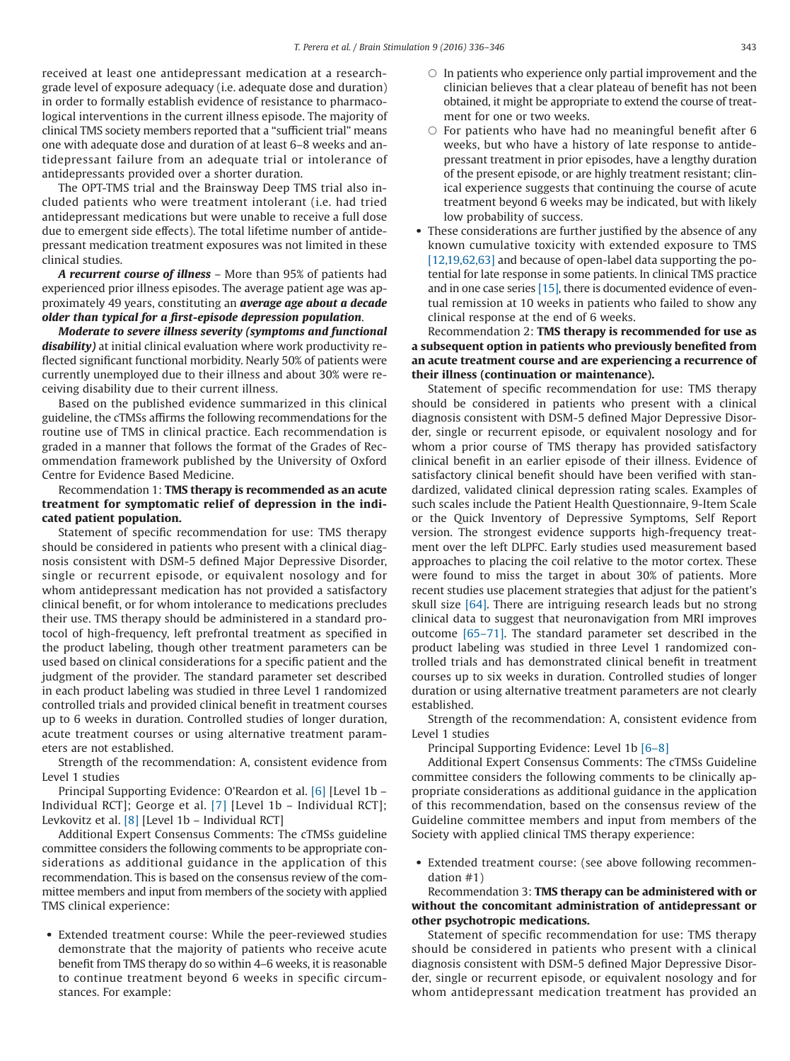received at least one antidepressant medication at a research-grade level of exposure adequacy (i.e. adequate dose and duration) in order to formally establish evidence of resistance to pharmacological interventions in the current illness episode. The majority of clinical TMS society members reported that a "sufficient trial" means one with adequate dose and duration of at least 6–8 weeks and antidepressant failure from an adequate trial or intolerance of antidepressants provided over a shorter duration.

The OPT-TMS trial and the Brainsway Deep TMS trial also included patients who were treatment intolerant (i.e. had tried antidepressant medications but were unable to receive a full dose due to emergent side effects). The total lifetime number of antidepressant medication treatment exposures was not limited in these clinical studies.

***A recurrent course of illness*** – More than 95% of patients had experienced prior illness episodes. The average patient age was approximately 49 years, constituting an ***average age about a decade older than typical for a first-episode depression population***.

***Moderate to severe illness severity (symptoms and functional disability)*** at initial clinical evaluation where work productivity reflected significant functional morbidity. Nearly 50% of patients were currently unemployed due to their illness and about 30% were receiving disability due to their current illness.

Based on the published evidence summarized in this clinical guideline, the cTMSs affirms the following recommendations for the routine use of TMS in clinical practice. Each recommendation is graded in a manner that follows the format of the Grades of Recommendation framework published by the University of Oxford Centre for Evidence Based Medicine.

Recommendation 1: **TMS therapy is recommended as an acute treatment for symptomatic relief of depression in the indicated patient population.**

Statement of specific recommendation for use: TMS therapy should be considered in patients who present with a clinical diagnosis consistent with DSM-5 defined Major Depressive Disorder, single or recurrent episode, or equivalent nosology and for whom antidepressant medication has not provided a satisfactory clinical benefit, or for whom intolerance to medications precludes their use. TMS therapy should be administered in a standard protocol of high-frequency, left prefrontal treatment as specified in the product labeling, though other treatment parameters can be used based on clinical considerations for a specific patient and the judgment of the provider. The standard parameter set described in each product labeling was studied in three Level 1 randomized controlled trials and provided clinical benefit in treatment courses up to 6 weeks in duration. Controlled studies of longer duration, acute treatment courses or using alternative treatment parameters are not established.

Strength of the recommendation: A, consistent evidence from Level 1 studies

Principal Supporting Evidence: O'Reardon et al. [6] [Level 1b – Individual RCT]; George et al. [7] [Level 1b – Individual RCT]; Levkovitz et al. [8] [Level 1b – Individual RCT]

Additional Expert Consensus Comments: The cTMSs guideline committee considers the following comments to be appropriate considerations as additional guidance in the application of this recommendation. This is based on the consensus review of the committee members and input from members of the society with applied TMS clinical experience:

- Extended treatment course: While the peer-reviewed studies demonstrate that the majority of patients who receive acute benefit from TMS therapy do so within 4–6 weeks, it is reasonable to continue treatment beyond 6 weeks in specific circumstances. For example:
  - In patients who experience only partial improvement and the clinician believes that a clear plateau of benefit has not been obtained, it might be appropriate to extend the course of treatment for one or two weeks.
  - For patients who have had no meaningful benefit after 6 weeks, but who have a history of late response to antidepressant treatment in prior episodes, have a lengthy duration of the present episode, or are highly treatment resistant; clinical experience suggests that continuing the course of acute treatment beyond 6 weeks may be indicated, but with likely low probability of success.
- These considerations are further justified by the absence of any known cumulative toxicity with extended exposure to TMS [12,19,62,63] and because of open-label data supporting the potential for late response in some patients. In clinical TMS practice and in one case series [15], there is documented evidence of eventual remission at 10 weeks in patients who failed to show any clinical response at the end of 6 weeks.

Recommendation 2: **TMS therapy is recommended for use as a subsequent option in patients who previously benefited from an acute treatment course and are experiencing a recurrence of their illness (continuation or maintenance).**

Statement of specific recommendation for use: TMS therapy should be considered in patients who present with a clinical diagnosis consistent with DSM-5 defined Major Depressive Disorder, single or recurrent episode, or equivalent nosology and for whom a prior course of TMS therapy has provided satisfactory clinical benefit in an earlier episode of their illness. Evidence of satisfactory clinical benefit should have been verified with standardized, validated clinical depression rating scales. Examples of such scales include the Patient Health Questionnaire, 9-Item Scale or the Quick Inventory of Depressive Symptoms, Self Report version. The strongest evidence supports high-frequency treatment over the left DLPFC. Early studies used measurement based approaches to placing the coil relative to the motor cortex. These were found to miss the target in about 30% of patients. More recent studies use placement strategies that adjust for the patient's skull size [64]. There are intriguing research leads but no strong clinical data to suggest that neuronavigation from MRI improves outcome [65–71]. The standard parameter set described in the product labeling was studied in three Level 1 randomized controlled trials and has demonstrated clinical benefit in treatment courses up to six weeks in duration. Controlled studies of longer duration or using alternative treatment parameters are not clearly established.

Strength of the recommendation: A, consistent evidence from Level 1 studies

Principal Supporting Evidence: Level 1b [6–8]

Additional Expert Consensus Comments: The cTMSs Guideline committee considers the following comments to be clinically appropriate considerations as additional guidance in the application of this recommendation, based on the consensus review of the Guideline committee members and input from members of the Society with applied clinical TMS therapy experience:

- Extended treatment course: (see above following recommendation #1)

Recommendation 3: **TMS therapy can be administered with or without the concomitant administration of antidepressant or other psychotropic medications.**

Statement of specific recommendation for use: TMS therapy should be considered in patients who present with a clinical diagnosis consistent with DSM-5 defined Major Depressive Disorder, single or recurrent episode, or equivalent nosology and for whom antidepressant medication treatment has provided an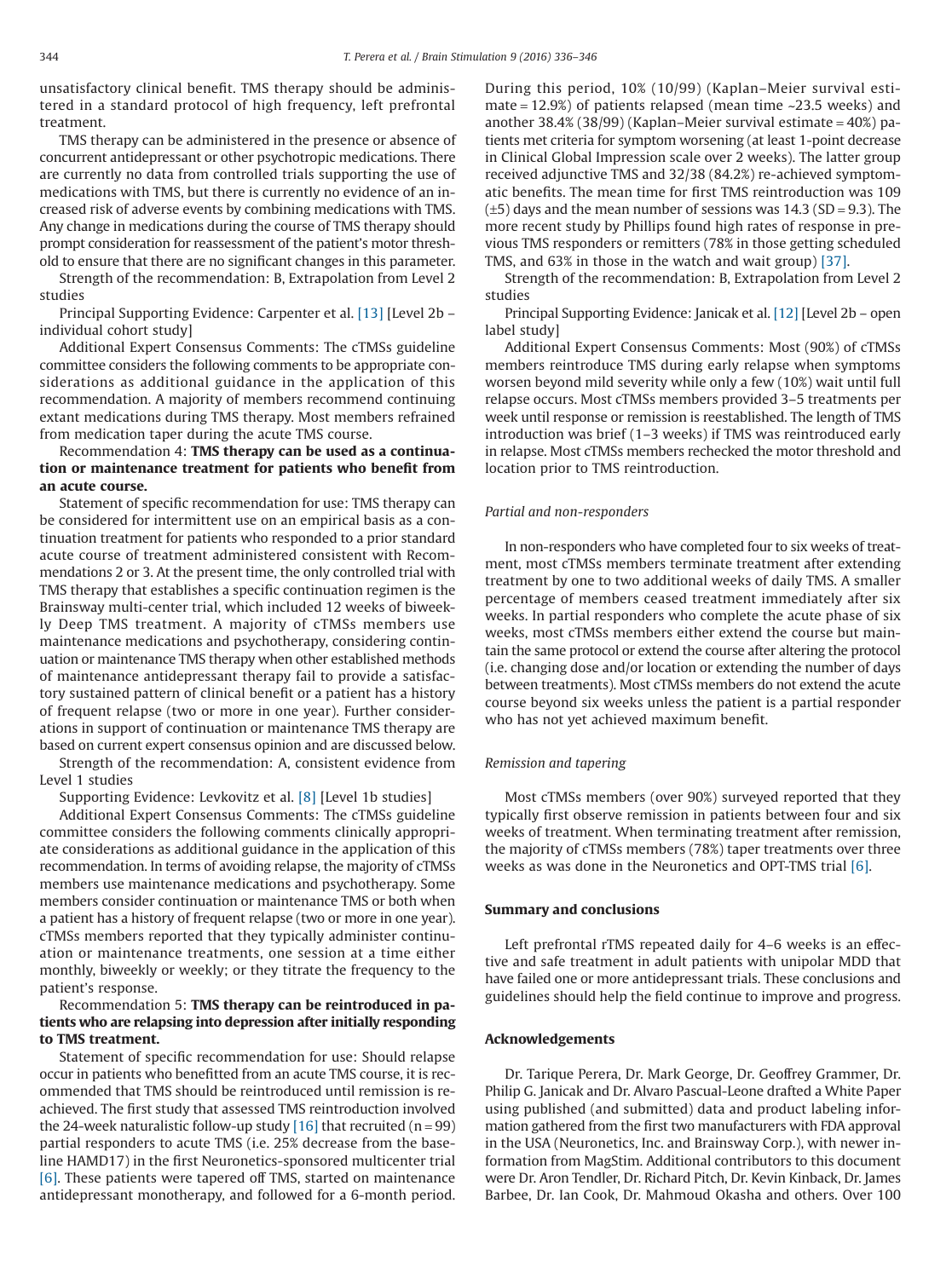unsatisfactory clinical benefit. TMS therapy should be administered in a standard protocol of high frequency, left prefrontal treatment.

TMS therapy can be administered in the presence or absence of concurrent antidepressant or other psychotropic medications. There are currently no data from controlled trials supporting the use of medications with TMS, but there is currently no evidence of an increased risk of adverse events by combining medications with TMS. Any change in medications during the course of TMS therapy should prompt consideration for reassessment of the patient's motor threshold to ensure that there are no significant changes in this parameter.

Strength of the recommendation: B, Extrapolation from Level 2 studies

Principal Supporting Evidence: Carpenter et al. [13] [Level 2b – individual cohort study]

Additional Expert Consensus Comments: The cTMSs guideline committee considers the following comments to be appropriate considerations as additional guidance in the application of this recommendation. A majority of members recommend continuing extant medications during TMS therapy. Most members refrained from medication taper during the acute TMS course.

Recommendation 4: **TMS therapy can be used as a continuation or maintenance treatment for patients who benefit from an acute course.**

Statement of specific recommendation for use: TMS therapy can be considered for intermittent use on an empirical basis as a continuation treatment for patients who responded to a prior standard acute course of treatment administered consistent with Recommendations 2 or 3. At the present time, the only controlled trial with TMS therapy that establishes a specific continuation regimen is the Brainsway multi-center trial, which included 12 weeks of biweekly Deep TMS treatment. A majority of cTMSs members use maintenance medications and psychotherapy, considering continuation or maintenance TMS therapy when other established methods of maintenance antidepressant therapy fail to provide a satisfactory sustained pattern of clinical benefit or a patient has a history of frequent relapse (two or more in one year). Further considerations in support of continuation or maintenance TMS therapy are based on current expert consensus opinion and are discussed below.

Strength of the recommendation: A, consistent evidence from Level 1 studies

Supporting Evidence: Levkovitz et al. [8] [Level 1b studies]

Additional Expert Consensus Comments: The cTMSs guideline committee considers the following comments clinically appropriate considerations as additional guidance in the application of this recommendation. In terms of avoiding relapse, the majority of cTMSs members use maintenance medications and psychotherapy. Some members consider continuation or maintenance TMS or both when a patient has a history of frequent relapse (two or more in one year). cTMSs members reported that they typically administer continuation or maintenance treatments, one session at a time either monthly, biweekly or weekly; or they titrate the frequency to the patient's response.

Recommendation 5: **TMS therapy can be reintroduced in patients who are relapsing into depression after initially responding to TMS treatment.**

Statement of specific recommendation for use: Should relapse occur in patients who benefitted from an acute TMS course, it is recommended that TMS should be reintroduced until remission is reachieved. The first study that assessed TMS reintroduction involved the 24-week naturalistic follow-up study [16] that recruited (n = 99) partial responders to acute TMS (i.e. 25% decrease from the baseline HAMD17) in the first Neuronetics-sponsored multicenter trial [6]. These patients were tapered off TMS, started on maintenance antidepressant monotherapy, and followed for a 6-month period. During this period, 10% (10/99) (Kaplan–Meier survival estimate = 12.9%) of patients relapsed (mean time ~23.5 weeks) and another 38.4% (38/99) (Kaplan–Meier survival estimate = 40%) patients met criteria for symptom worsening (at least 1-point decrease in Clinical Global Impression scale over 2 weeks). The latter group received adjunctive TMS and 32/38 (84.2%) re-achieved symptomatic benefits. The mean time for first TMS reintroduction was 109 (±5) days and the mean number of sessions was 14.3 (SD = 9.3). The more recent study by Phillips found high rates of response in previous TMS responders or remitters (78% in those getting scheduled TMS, and 63% in those in the watch and wait group) [37].

Strength of the recommendation: B, Extrapolation from Level 2 studies

Principal Supporting Evidence: Janicak et al. [12] [Level 2b – open label study]

Additional Expert Consensus Comments: Most (90%) of cTMSs members reintroduce TMS during early relapse when symptoms worsen beyond mild severity while only a few (10%) wait until full relapse occurs. Most cTMSs members provided 3–5 treatments per week until response or remission is reestablished. The length of TMS introduction was brief (1–3 weeks) if TMS was reintroduced early in relapse. Most cTMSs members rechecked the motor threshold and location prior to TMS reintroduction.

### *Partial and non-responders*

In non-responders who have completed four to six weeks of treatment, most cTMSs members terminate treatment after extending treatment by one to two additional weeks of daily TMS. A smaller percentage of members ceased treatment immediately after six weeks. In partial responders who complete the acute phase of six weeks, most cTMSs members either extend the course but maintain the same protocol or extend the course after altering the protocol (i.e. changing dose and/or location or extending the number of days between treatments). Most cTMSs members do not extend the acute course beyond six weeks unless the patient is a partial responder who has not yet achieved maximum benefit.

### *Remission and tapering*

Most cTMSs members (over 90%) surveyed reported that they typically first observe remission in patients between four and six weeks of treatment. When terminating treatment after remission, the majority of cTMSs members (78%) taper treatments over three weeks as was done in the Neuronetics and OPT-TMS trial [6].

## Summary and conclusions

Left prefrontal rTMS repeated daily for 4–6 weeks is an effective and safe treatment in adult patients with unipolar MDD that have failed one or more antidepressant trials. These conclusions and guidelines should help the field continue to improve and progress.

## Acknowledgements

Dr. Tarique Perera, Dr. Mark George, Dr. Geoffrey Grammer, Dr. Philip G. Janicak and Dr. Alvaro Pascual-Leone drafted a White Paper using published (and submitted) data and product labeling information gathered from the first two manufacturers with FDA approval in the USA (Neuronetics, Inc. and Brainsway Corp.), with newer information from MagStim. Additional contributors to this document were Dr. Aron Tendler, Dr. Richard Pitch, Dr. Kevin Kinback, Dr. James Barbee, Dr. Ian Cook, Dr. Mahmoud Okasha and others. Over 100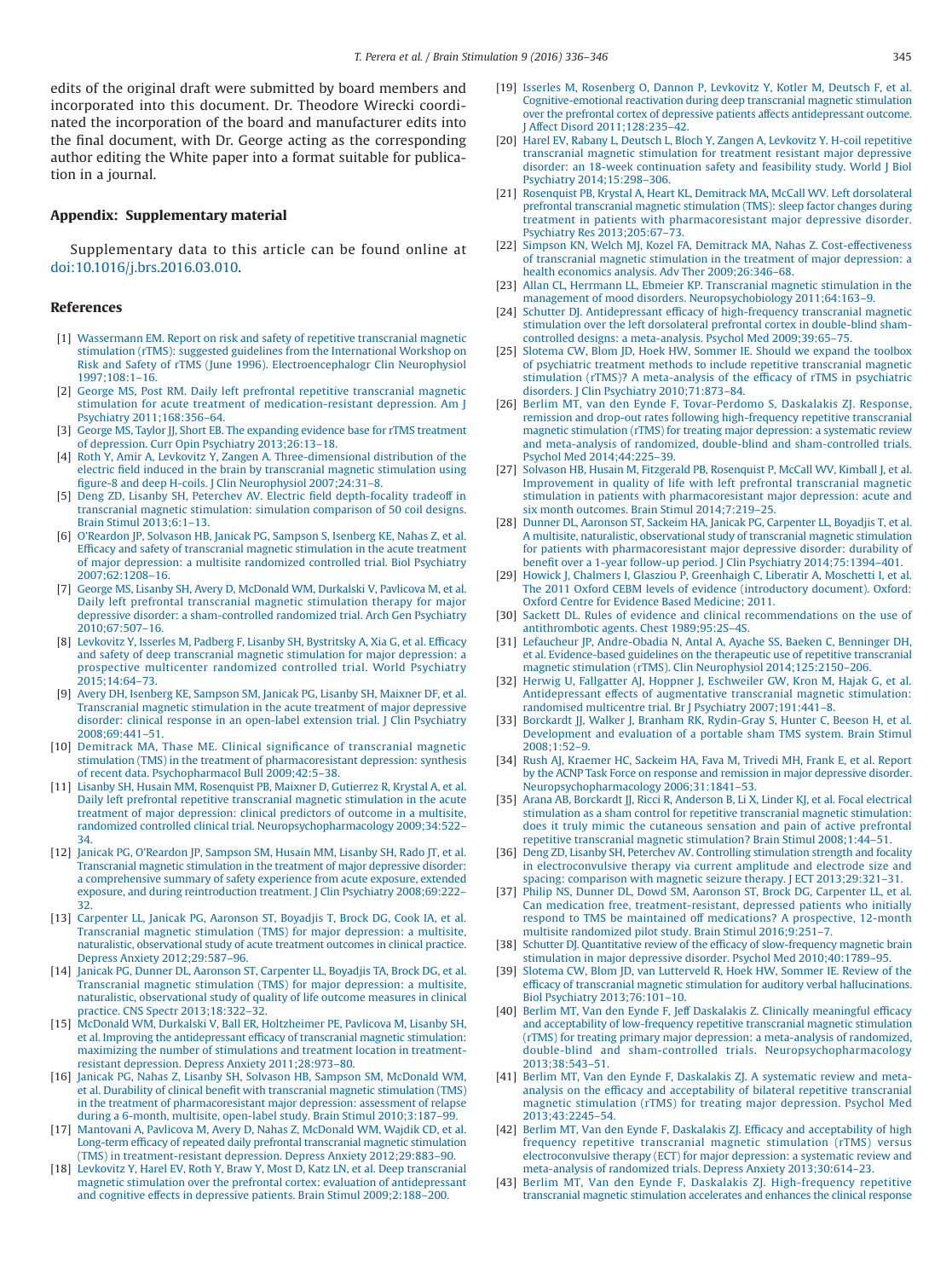edits of the original draft were submitted by board members and incorporated into this document. Dr. Theodore Wirecki coordinated the incorporation of the board and manufacturer edits into the final document, with Dr. George acting as the corresponding author editing the White paper into a format suitable for publication in a journal.

## Appendix: Supplementary material

Supplementary data to this article can be found online at doi:10.1016/j.brs.2016.03.010.

## References

[1] Wassermann EM. Report on risk and safety of repetitive transcranial magnetic stimulation (rTMS): suggested guidelines from the International Workshop on Risk and Safety of rTMS (June 1996). Electroencephalogr Clin Neurophysiol 1997;108:1–16.

[2] George MS, Post RM. Daily left prefrontal repetitive transcranial magnetic stimulation for acute treatment of medication-resistant depression. Am J Psychiatry 2011;168:356–64.

[3] George MS, Taylor JJ, Short EB. The expanding evidence base for rTMS treatment of depression. Curr Opin Psychiatry 2013;26:13–18.

[4] Roth Y, Amir A, Levkovitz Y, Zangen A. Three-dimensional distribution of the electric field induced in the brain by transcranial magnetic stimulation using figure-8 and deep H-coils. J Clin Neurophysiol 2007;24:31–8.

[5] Deng ZD, Lisanby SH, Peterchev AV. Electric field depth-focality tradeoff in transcranial magnetic stimulation: simulation comparison of 50 coil designs. Brain Stimul 2013;6:1–13.

[6] O'Reardon JP, Solvason HB, Janicak PG, Sampson S, Isenberg KE, Nahas Z, et al. Efficacy and safety of transcranial magnetic stimulation in the acute treatment of major depression: a multisite randomized controlled trial. Biol Psychiatry 2007;62:1208–16.

[7] George MS, Lisanby SH, Avery D, McDonald WM, Durkalski V, Pavlicova M, et al. Daily left prefrontal transcranial magnetic stimulation therapy for major depressive disorder: a sham-controlled randomized trial. Arch Gen Psychiatry 2010;67:507–16.

[8] Levkovitz Y, Isserles M, Padberg F, Lisanby SH, Bystritsky A, Xia G, et al. Efficacy and safety of deep transcranial magnetic stimulation for major depression: a prospective multicenter randomized controlled trial. World Psychiatry 2015;14:64–73.

[9] Avery DH, Isenberg KE, Sampson SM, Janicak PG, Lisanby SH, Maixner DF, et al. Transcranial magnetic stimulation in the acute treatment of major depressive disorder: clinical response in an open-label extension trial. J Clin Psychiatry 2008;69:441–51.

[10] Demitrack MA, Thase ME. Clinical significance of transcranial magnetic stimulation (TMS) in the treatment of pharmacoresistant depression: synthesis of recent data. Psychopharmacol Bull 2009;42:5–38.

[11] Lisanby SH, Husain MM, Rosenquist PB, Maixner D, Gutierrez R, Krystal A, et al. Daily left prefrontal repetitive transcranial magnetic stimulation in the acute treatment of major depression: clinical predictors of outcome in a multisite, randomized controlled clinical trial. Neuropsychopharmacology 2009;34:522–34.

[12] Janicak PG, O'Reardon JP, Sampson SM, Husain MM, Lisanby SH, Rado JT, et al. Transcranial magnetic stimulation in the treatment of major depressive disorder: a comprehensive summary of safety experience from acute exposure, extended exposure, and during reintroduction treatment. J Clin Psychiatry 2008;69:222–32.

[13] Carpenter LL, Janicak PG, Aaronson ST, Boyadjis T, Brock DG, Cook IA, et al. Transcranial magnetic stimulation (TMS) for major depression: a multisite, naturalistic, observational study of acute treatment outcomes in clinical practice. Depress Anxiety 2012;29:587–96.

[14] Janicak PG, Dunner DL, Aaronson ST, Carpenter LL, Boyadjis TA, Brock DG, et al. Transcranial magnetic stimulation (TMS) for major depression: a multisite, naturalistic, observational study of quality of life outcome measures in clinical practice. CNS Spectr 2013;18:322–32.

[15] McDonald WM, Durkalski V, Ball ER, Holtzheimer PE, Pavlicova M, Lisanby SH, et al. Improving the antidepressant efficacy of transcranial magnetic stimulation: maximizing the number of stimulations and treatment location in treatment-resistant depression. Depress Anxiety 2011;28:973–80.

[16] Janicak PG, Nahas Z, Lisanby SH, Solvason HB, Sampson SM, McDonald WM, et al. Durability of clinical benefit with transcranial magnetic stimulation (TMS) in the treatment of pharmacoresistant major depression: assessment of relapse during a 6-month, multisite, open-label study. Brain Stimul 2010;3:187–99.

[17] Mantovani A, Pavlicova M, Avery D, Nahas Z, McDonald WM, Wajdik CD, et al. Long-term efficacy of repeated daily prefrontal transcranial magnetic stimulation (TMS) in treatment-resistant depression. Depress Anxiety 2012;29:883–90.

[18] Levkovitz Y, Harel EV, Roth Y, Braw Y, Most D, Katz LN, et al. Deep transcranial magnetic stimulation over the prefrontal cortex: evaluation of antidepressant and cognitive effects in depressive patients. Brain Stimul 2009;2:188–200.

[19] Isserles M, Rosenberg O, Dannon P, Levkovitz Y, Kotler M, Deutsch F, et al. Cognitive-emotional reactivation during deep transcranial magnetic stimulation over the prefrontal cortex of depressive patients affects antidepressant outcome. J Affect Disord 2011;128:235–42.

[20] Harel EV, Rabany L, Deutsch L, Bloch Y, Zangen A, Levkovitz Y. H-coil repetitive transcranial magnetic stimulation for treatment resistant major depressive disorder: an 18-week continuation safety and feasibility study. World J Biol Psychiatry 2014;15:298–306.

[21] Rosenquist PB, Krystal A, Heart KL, Demitrack MA, McCall WV. Left dorsolateral prefrontal transcranial magnetic stimulation (TMS): sleep factor changes during treatment in patients with pharmacoresistant major depressive disorder. Psychiatry Res 2013;205:67–73.

[22] Simpson KN, Welch MJ, Kozel FA, Demitrack MA, Nahas Z. Cost-effectiveness of transcranial magnetic stimulation in the treatment of major depression: a health economics analysis. Adv Ther 2009;26:346–68.

[23] Allan CL, Herrmann LL, Ebmeier KP. Transcranial magnetic stimulation in the management of mood disorders. Neuropsychobiology 2011;64:163–9.

[24] Schutter DJ. Antidepressant efficacy of high-frequency transcranial magnetic stimulation over the left dorsolateral prefrontal cortex in double-blind sham-controlled designs: a meta-analysis. Psychol Med 2009;39:65–75.

[25] Slotema CW, Blom JD, Hoek HW, Sommer IE. Should we expand the toolbox of psychiatric treatment methods to include repetitive transcranial magnetic stimulation (rTMS)? A meta-analysis of the efficacy of rTMS in psychiatric disorders. J Clin Psychiatry 2010;71:873–84.

[26] Berlim MT, van den Eynde F, Tovar-Perdomo S, Daskalakis ZJ. Response, remission and drop-out rates following high-frequency repetitive transcranial magnetic stimulation (rTMS) for treating major depression: a systematic review and meta-analysis of randomized, double-blind and sham-controlled trials. Psychol Med 2014;44:225–39.

[27] Solvason HB, Husain M, Fitzgerald PB, Rosenquist P, McCall WV, Kimball J, et al. Improvement in quality of life with left prefrontal transcranial magnetic stimulation in patients with pharmacoresistant major depression: acute and six month outcomes. Brain Stimul 2014;7:219–25.

[28] Dunner DL, Aaronson ST, Sackeim HA, Janicak PG, Carpenter LL, Boyadjis T, et al. A multisite, naturalistic, observational study of transcranial magnetic stimulation for patients with pharmacoresistant major depressive disorder: durability of benefit over a 1-year follow-up period. J Clin Psychiatry 2014;75:1394–401.

[29] Howick J, Chalmers I, Glasziou P, Greenhalgh C, Liberatir A, Moschetti I, et al. The 2011 Oxford CEBM levels of evidence (introductory document). Oxford: Oxford Centre for Evidence Based Medicine; 2011.

[30] Sackett DL. Rules of evidence and clinical recommendations on the use of antithrombotic agents. Chest 1989;95:2S–4S.

[31] Lefaucheur JP, Andre-Obadia N, Antal A, Ayache SS, Baeken C, Benninger DH, et al. Evidence-based guidelines on the therapeutic use of repetitive transcranial magnetic stimulation (rTMS). Clin Neurophysiol 2014;125:2150–206.

[32] Herwig U, Fallgatter AJ, Hoppner J, Eschweiler GW, Kron M, Hajak G, et al. Antidepressant effects of augmentative transcranial magnetic stimulation: randomised multicentre trial. Br J Psychiatry 2007;191:441–8.

[33] Borckardt JJ, Walker J, Branham RK, Rydin-Gray S, Hunter C, Beeson H, et al. Development and evaluation of a portable sham TMS system. Brain Stimul 2008;1:52–9.

[34] Rush AJ, Kraemer HC, Sackeim HA, Fava M, Trivedi MH, Frank E, et al. Report by the ACNP Task Force on response and remission in major depressive disorder. Neuropsychopharmacology 2006;31:1841–53.

[35] Arana AB, Borckardt JJ, Ricci R, Anderson B, Li X, Linder KJ, et al. Focal electrical stimulation as a sham control for repetitive transcranial magnetic stimulation: does it truly mimic the cutaneous sensation and pain of active prefrontal repetitive transcranial magnetic stimulation? Brain Stimul 2008;1:44–51.

[36] Deng ZD, Lisanby SH, Peterchev AV. Controlling stimulation strength and focality in electroconvulsive therapy via current amplitude and electrode size and spacing: comparison with magnetic seizure therapy. J ECT 2013;29:321–31.

[37] Philip NS, Dunner DL, Dowd SM, Aaronson ST, Brock DG, Carpenter LL, et al. Can medication free, treatment-resistant, depressed patients who initially respond to TMS be maintained off medications? A prospective, 12-month multisite randomized pilot study. Brain Stimul 2016;9:251–7.

[38] Schutter DJ. Quantitative review of the efficacy of slow-frequency magnetic brain stimulation in major depressive disorder. Psychol Med 2010;40:1789–95.

[39] Slotema CW, Blom JD, van Lutterveld R, Hoek HW, Sommer IE. Review of the efficacy of transcranial magnetic stimulation for auditory verbal hallucinations. Biol Psychiatry 2013;76:101–10.

[40] Berlim MT, Van den Eynde F, Jeff Daskalakis Z. Clinically meaningful efficacy and acceptability of low-frequency repetitive transcranial magnetic stimulation (rTMS) for treating primary major depression: a meta-analysis of randomized, double-blind and sham-controlled trials. Neuropsychopharmacology 2013;38:543–51.

[41] Berlim MT, Van den Eynde F, Daskalakis ZJ. A systematic review and meta-analysis on the efficacy and acceptability of bilateral repetitive transcranial magnetic stimulation (rTMS) for treating major depression. Psychol Med 2013;43:2245–54.

[42] Berlim MT, Van den Eynde F, Daskalakis ZJ. Efficacy and acceptability of high frequency repetitive transcranial magnetic stimulation (rTMS) versus electroconvulsive therapy (ECT) for major depression: a systematic review and meta-analysis of randomized trials. Depress Anxiety 2013;30:614–23.

[43] Berlim MT, Van den Eynde F, Daskalakis ZJ. High-frequency repetitive transcranial magnetic stimulation accelerates and enhances the clinical response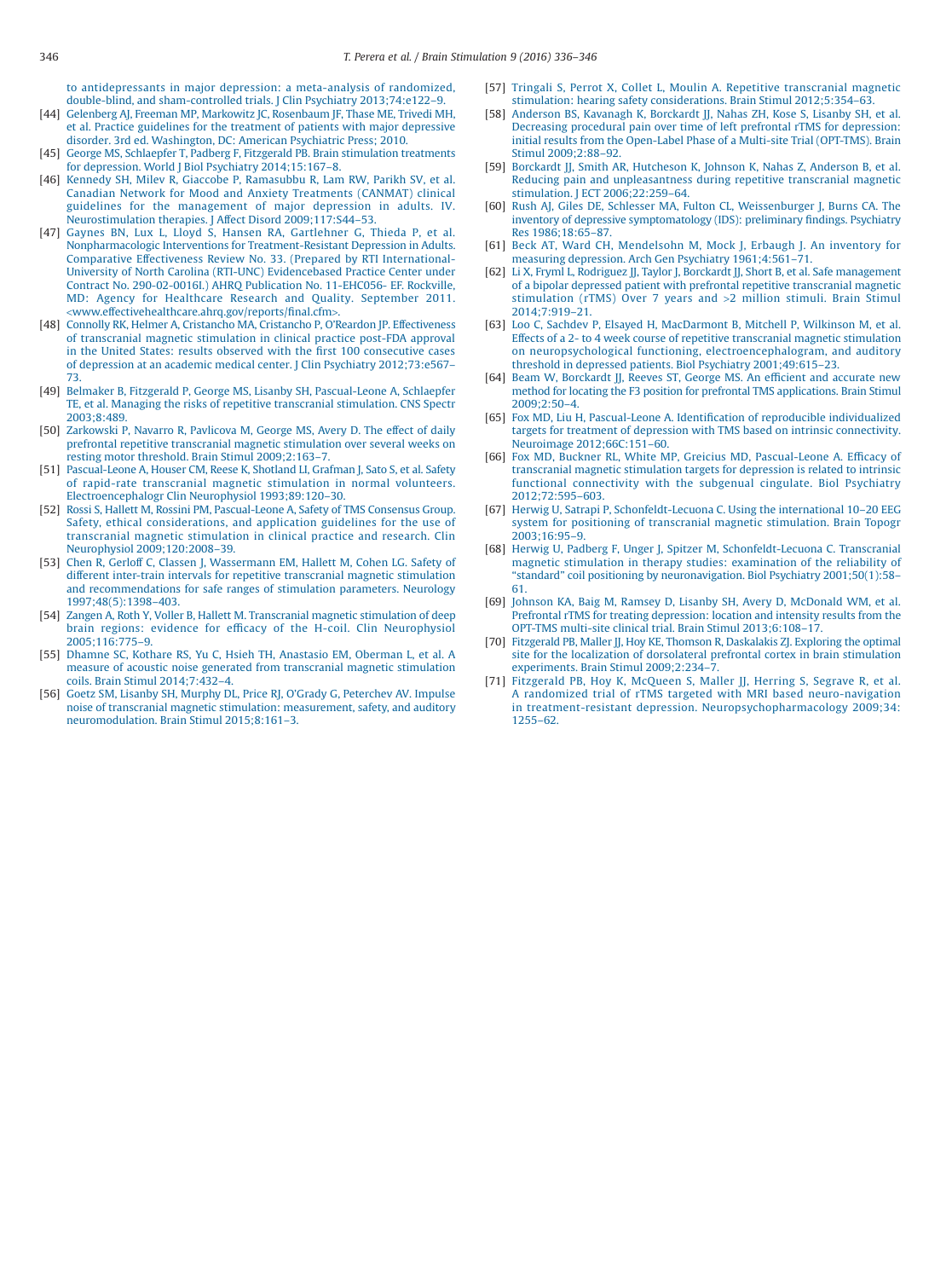to antidepressants in major depression: a meta-analysis of randomized, double-blind, and sham-controlled trials. J Clin Psychiatry 2013;74:e122–9.

[44] Gelenberg AJ, Freeman MP, Markowitz JC, Rosenbaum JF, Thase ME, Trivedi MH, et al. Practice guidelines for the treatment of patients with major depressive disorder. 3rd ed. Washington, DC: American Psychiatric Press; 2010.

[45] George MS, Schlaepfer T, Padberg F, Fitzgerald PB. Brain stimulation treatments for depression. World J Biol Psychiatry 2014;15:167–8.

[46] Kennedy SH, Milev R, Giacobbe P, Ramasubbu R, Lam RW, Parikh SV, et al. Canadian Network for Mood and Anxiety Treatments (CANMAT) clinical guidelines for the management of major depression in adults. IV. Neurostimulation therapies. J Affect Disord 2009;117:S44–53.

[47] Gaynes BN, Lux L, Lloyd S, Hansen RA, Gartlehner G, Thieda P, et al. Nonpharmacologic Interventions for Treatment-Resistant Depression in Adults. Comparative Effectiveness Review No. 33. (Prepared by RTI International-University of North Carolina (RTI-UNC) Evidencebased Practice Center under Contract No. 290-02-0016I.) AHRQ Publication No. 11-EHC056- EF. Rockville, MD: Agency for Healthcare Research and Quality. September 2011. <www.effectivehealthcare.ahrq.gov/reports/final.cfm>.

[48] Connolly RK, Helmer A, Cristancho MA, Cristancho P, O'Reardon JP. Effectiveness of transcranial magnetic stimulation in clinical practice post-FDA approval in the United States: results observed with the first 100 consecutive cases of depression at an academic medical center. J Clin Psychiatry 2012;73:e567–73.

[49] Belmaker B, Fitzgerald P, George MS, Lisanby SH, Pascual-Leone A, Schlaepfer TE, et al. Managing the risks of repetitive transcranial stimulation. CNS Spectr 2003;8:489.

[50] Zarkowski P, Navarro R, Pavlicova M, George MS, Avery D. The effect of daily prefrontal repetitive transcranial magnetic stimulation over several weeks on resting motor threshold. Brain Stimul 2009;2:163–7.

[51] Pascual-Leone A, Houser CM, Reese K, Shotland LI, Grafman J, Sato S, et al. Safety of rapid-rate transcranial magnetic stimulation in normal volunteers. Electroencephalogr Clin Neurophysiol 1993;89:120–30.

[52] Rossi S, Hallett M, Rossini PM, Pascual-Leone A, Safety of TMS Consensus Group. Safety, ethical considerations, and application guidelines for the use of transcranial magnetic stimulation in clinical practice and research. Clin Neurophysiol 2009;120:2008–39.

[53] Chen R, Gerloff C, Classen J, Wassermann EM, Hallett M, Cohen LG. Safety of different inter-train intervals for repetitive transcranial magnetic stimulation and recommendations for safe ranges of stimulation parameters. Neurology 1997;48(5):1398–403.

[54] Zangen A, Roth Y, Voller B, Hallett M. Transcranial magnetic stimulation of deep brain regions: evidence for efficacy of the H-coil. Clin Neurophysiol 2005;116:775–9.

[55] Dhamne SC, Kothare RS, Yu C, Hsieh TH, Anastasio EM, Oberman L, et al. A measure of acoustic noise generated from transcranial magnetic stimulation coils. Brain Stimul 2014;7:432–4.

[56] Goetz SM, Lisanby SH, Murphy DL, Price RJ, O'Grady G, Peterchev AV. Impulse noise of transcranial magnetic stimulation: measurement, safety, and auditory neuromodulation. Brain Stimul 2015;8:161–3.

[57] Tringali S, Perrot X, Collet L, Moulin A. Repetitive transcranial magnetic stimulation: hearing safety considerations. Brain Stimul 2012;5:354–63.

[58] Anderson BS, Kavanagh K, Borckardt JJ, Nahas ZH, Kose S, Lisanby SH, et al. Decreasing procedural pain over time of left prefrontal rTMS for depression: initial results from the Open-Label Phase of a Multi-site Trial (OPT-TMS). Brain Stimul 2009;2:88–92.

[59] Borckardt JJ, Smith AR, Hutcheson K, Johnson K, Nahas Z, Anderson B, et al. Reducing pain and unpleasantness during repetitive transcranial magnetic stimulation. J ECT 2006;22:259–64.

[60] Rush AJ, Giles DE, Schlesser MA, Fulton CL, Weissenburger J, Burns CA. The inventory of depressive symptomatology (IDS): preliminary findings. Psychiatry Res 1986;18:65–87.

[61] Beck AT, Ward CH, Mendelsohn M, Mock J, Erbaugh J. An inventory for measuring depression. Arch Gen Psychiatry 1961;4:561–71.

[62] Li X, Fryml L, Rodriguez JJ, Taylor J, Borckardt JJ, Short B, et al. Safe management of a bipolar depressed patient with prefrontal repetitive transcranial magnetic stimulation (rTMS) Over 7 years and >2 million stimuli. Brain Stimul 2014;7:919–21.

[63] Loo C, Sachdev P, Elsayed H, MacDarmont B, Mitchell P, Wilkinson M, et al. Effects of a 2- to 4 week course of repetitive transcranial magnetic stimulation on neuropsychological functioning, electroencephalogram, and auditory threshold in depressed patients. Biol Psychiatry 2001;49:615–23.

[64] Beam W, Borckardt JJ, Reeves ST, George MS. An efficient and accurate new method for locating the F3 position for prefrontal TMS applications. Brain Stimul 2009;2:50–4.

[65] Fox MD, Liu H, Pascual-Leone A. Identification of reproducible individualized targets for treatment of depression with TMS based on intrinsic connectivity. Neuroimage 2012;66C:151–60.

[66] Fox MD, Buckner RL, White MP, Greicius MD, Pascual-Leone A. Efficacy of transcranial magnetic stimulation targets for depression is related to intrinsic functional connectivity with the subgenual cingulate. Biol Psychiatry 2012;72:595–603.

[67] Herwig U, Satrapi P, Schonfeldt-Lecuona C. Using the international 10–20 EEG system for positioning of transcranial magnetic stimulation. Brain Topogr 2003;16:95–9.

[68] Herwig U, Padberg F, Unger J, Spitzer M, Schonfeldt-Lecuona C. Transcranial magnetic stimulation in therapy studies: examination of the reliability of "standard" coil positioning by neuronavigation. Biol Psychiatry 2001;50(1):58–61.

[69] Johnson KA, Baig M, Ramsey D, Lisanby SH, Avery D, McDonald WM, et al. Prefrontal rTMS for treating depression: location and intensity results from the OPT-TMS multi-site clinical trial. Brain Stimul 2013;6:108–17.

[70] Fitzgerald PB, Maller JJ, Hoy KE, Thomson R, Daskalakis ZJ. Exploring the optimal site for the localization of dorsolateral prefrontal cortex in brain stimulation experiments. Brain Stimul 2009;2:234–7.

[71] Fitzgerald PB, Hoy K, McQueen S, Maller JJ, Herring S, Segrave R, et al. A randomized trial of rTMS targeted with MRI based neuro-navigation in treatment-resistant depression. Neuropsychopharmacology 2009;34:1255–62.